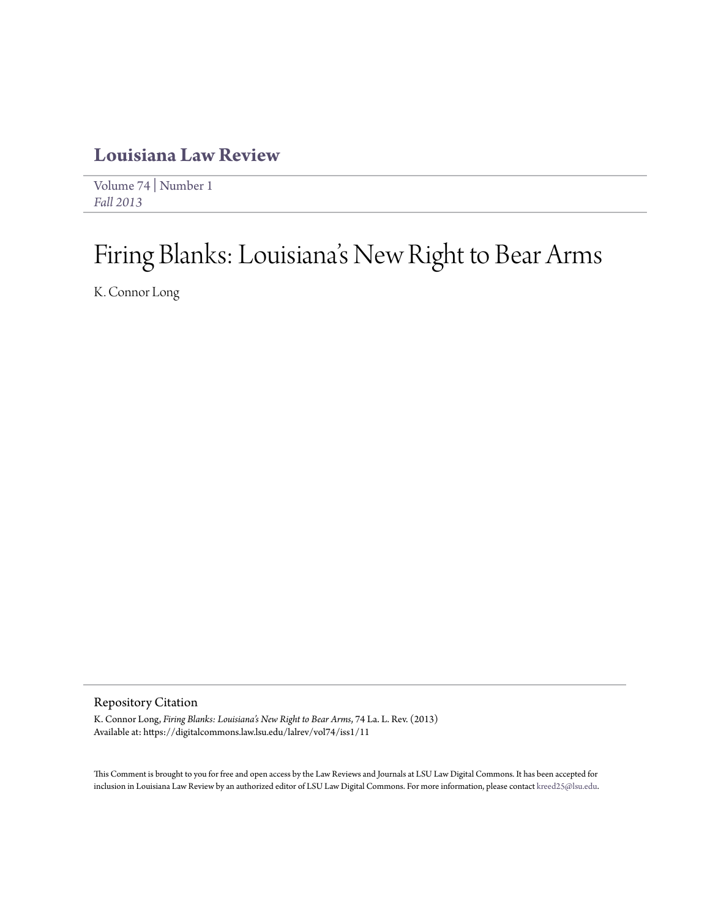# Louisiana Law Review

Volume 74 | Number 1
*Fall 2013*

# Firing Blanks: Louisiana's New Right to Bear Arms

K. Connor Long

## Repository Citation

K. Connor Long, *Firing Blanks: Louisiana's New Right to Bear Arms*, 74 La. L. Rev. (2013)
Available at: https://digitalcommons.law.lsu.edu/lalrev/vol74/iss1/11

This Comment is brought to you for free and open access by the Law Reviews and Journals at LSU Law Digital Commons. It has been accepted for inclusion in Louisiana Law Review by an authorized editor of LSU Law Digital Commons. For more information, please contact kreed25@lsu.edu.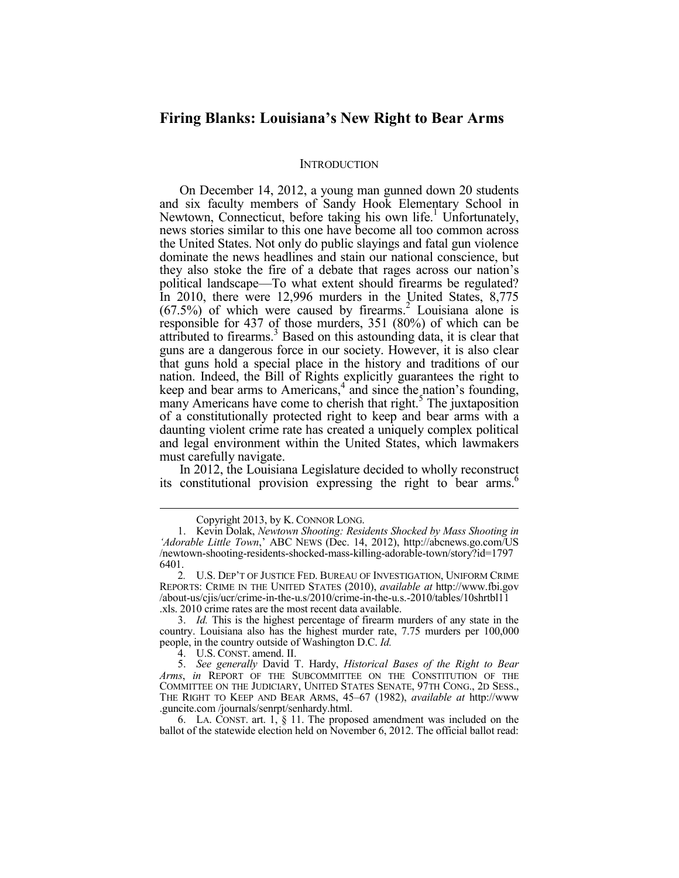# Firing Blanks: Louisiana's New Right to Bear Arms

## INTRODUCTION

On December 14, 2012, a young man gunned down 20 students and six faculty members of Sandy Hook Elementary School in Newtown, Connecticut, before taking his own life.[1] Unfortunately, news stories similar to this one have become all too common across the United States. Not only do public slayings and fatal gun violence dominate the news headlines and stain our national conscience, but they also stoke the fire of a debate that rages across our nation's political landscape—To what extent should firearms be regulated? In 2010, there were 12,996 murders in the United States, 8,775 (67.5%) of which were caused by firearms.[2] Louisiana alone is responsible for 437 of those murders, 351 (80%) of which can be attributed to firearms.[3] Based on this astounding data, it is clear that guns are a dangerous force in our society. However, it is also clear that guns hold a special place in the history and traditions of our nation. Indeed, the Bill of Rights explicitly guarantees the right to keep and bear arms to Americans,[4] and since the nation's founding, many Americans have come to cherish that right.[5] The juxtaposition of a constitutionally protected right to keep and bear arms with a daunting violent crime rate has created a uniquely complex political and legal environment within the United States, which lawmakers must carefully navigate.

In 2012, the Louisiana Legislature decided to wholly reconstruct its constitutional provision expressing the right to bear arms.[6]

---

Copyright 2013, by K. CONNOR LONG.

1. Kevin Dolak, *Newtown Shooting: Residents Shocked by Mass Shooting in 'Adorable Little Town*,' ABC NEWS (Dec. 14, 2012), http://abcnews.go.com/US/newtown-shooting-residents-shocked-mass-killing-adorable-town/story?id=17976401.

2. U.S. DEP'T OF JUSTICE FED. BUREAU OF INVESTIGATION, UNIFORM CRIME REPORTS: CRIME IN THE UNITED STATES (2010), *available at* http://www.fbi.gov/about-us/cjis/ucr/crime-in-the-u.s/2010/crime-in-the-u.s.-2010/tables/10shrtbl11.xls. 2010 crime rates are the most recent data available.

3. *Id.* This is the highest percentage of firearm murders of any state in the country. Louisiana also has the highest murder rate, 7.75 murders per 100,000 people, in the country outside of Washington D.C. *Id.*

4. U.S. CONST. amend. II.

5. *See generally* David T. Hardy, *Historical Bases of the Right to Bear Arms*, *in* REPORT OF THE SUBCOMMITTEE ON THE CONSTITUTION OF THE COMMITTEE ON THE JUDICIARY, UNITED STATES SENATE, 97TH CONG., 2D SESS., THE RIGHT TO KEEP AND BEAR ARMS, 45–67 (1982), *available at* http://www.guncite.com/journals/senrpt/senhardy.html.

6. LA. CONST. art. 1, § 11. The proposed amendment was included on the ballot of the statewide election held on November 6, 2012. The official ballot read: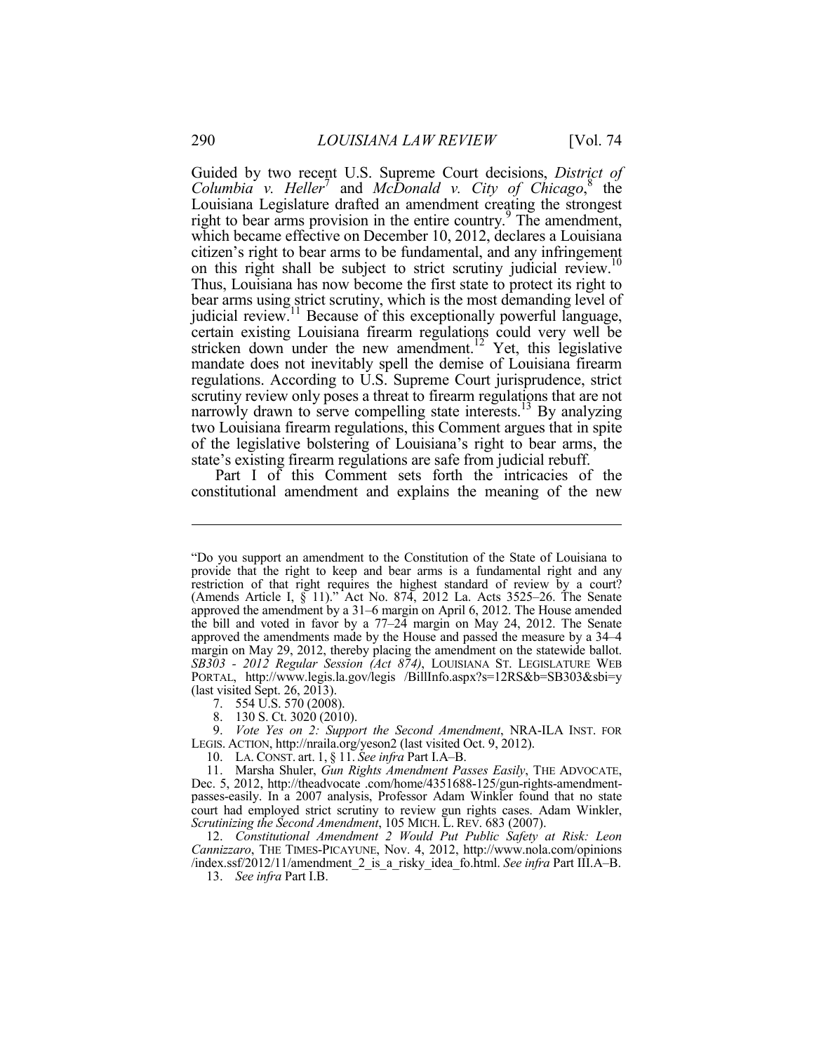Guided by two recent U.S. Supreme Court decisions, *District of Columbia v. Heller*[7] and *McDonald v. City of Chicago*,[8] the Louisiana Legislature drafted an amendment creating the strongest right to bear arms provision in the entire country.[9] The amendment, which became effective on December 10, 2012, declares a Louisiana citizen's right to bear arms to be fundamental, and any infringement on this right shall be subject to strict scrutiny judicial review.[10] Thus, Louisiana has now become the first state to protect its right to bear arms using strict scrutiny, which is the most demanding level of judicial review.[11] Because of this exceptionally powerful language, certain existing Louisiana firearm regulations could very well be stricken down under the new amendment.[12] Yet, this legislative mandate does not inevitably spell the demise of Louisiana firearm regulations. According to U.S. Supreme Court jurisprudence, strict scrutiny review only poses a threat to firearm regulations that are not narrowly drawn to serve compelling state interests.[13] By analyzing two Louisiana firearm regulations, this Comment argues that in spite of the legislative bolstering of Louisiana's right to bear arms, the state's existing firearm regulations are safe from judicial rebuff.

Part I of this Comment sets forth the intricacies of the constitutional amendment and explains the meaning of the new

---

"Do you support an amendment to the Constitution of the State of Louisiana to provide that the right to keep and bear arms is a fundamental right and any restriction of that right requires the highest standard of review by a court? (Amends Article I, § 11)." Act No. 874, 2012 La. Acts 3525–26. The Senate approved the amendment by a 31–6 margin on April 6, 2012. The House amended the bill and voted in favor by a 77–24 margin on May 24, 2012. The Senate approved the amendments made by the House and passed the measure by a 34–4 margin on May 29, 2012, thereby placing the amendment on the statewide ballot. *SB303 - 2012 Regular Session (Act 874)*, LOUISIANA ST. LEGISLATURE WEB PORTAL, http://www.legis.la.gov/legis /BillInfo.aspx?s=12RS&b=SB303&sbi=y (last visited Sept. 26, 2013).

7. 554 U.S. 570 (2008).

8. 130 S. Ct. 3020 (2010).

9. *Vote Yes on 2: Support the Second Amendment*, NRA-ILA INST. FOR LEGIS. ACTION, http://nraila.org/yeson2 (last visited Oct. 9, 2012).

10. LA. CONST. art. 1, § 11. *See infra* Part I.A–B.

11. Marsha Shuler, *Gun Rights Amendment Passes Easily*, THE ADVOCATE, Dec. 5, 2012, http://theadvocate .com/home/4351688-125/gun-rights-amendment-passes-easily. In a 2007 analysis, Professor Adam Winkler found that no state court had employed strict scrutiny to review gun rights cases. Adam Winkler, *Scrutinizing the Second Amendment*, 105 MICH. L. REV. 683 (2007).

12. *Constitutional Amendment 2 Would Put Public Safety at Risk: Leon Cannizzaro*, THE TIMES-PICAYUNE, Nov. 4, 2012, http://www.nola.com/opinions /index.ssf/2012/11/amendment_2_is_a_risky_idea_fo.html. *See infra* Part III.A–B.

13. *See infra* Part I.B.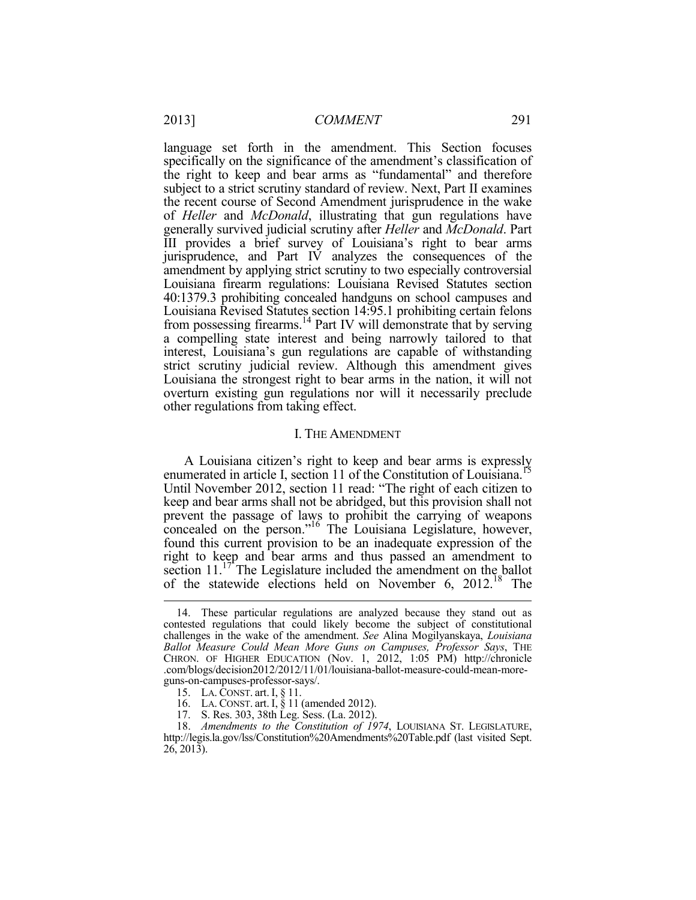language set forth in the amendment. This Section focuses specifically on the significance of the amendment's classification of the right to keep and bear arms as "fundamental" and therefore subject to a strict scrutiny standard of review. Next, Part II examines the recent course of Second Amendment jurisprudence in the wake of *Heller* and *McDonald*, illustrating that gun regulations have generally survived judicial scrutiny after *Heller* and *McDonald*. Part III provides a brief survey of Louisiana's right to bear arms jurisprudence, and Part IV analyzes the consequences of the amendment by applying strict scrutiny to two especially controversial Louisiana firearm regulations: Louisiana Revised Statutes section 40:1379.3 prohibiting concealed handguns on school campuses and Louisiana Revised Statutes section 14:95.1 prohibiting certain felons from possessing firearms.[14] Part IV will demonstrate that by serving a compelling state interest and being narrowly tailored to that interest, Louisiana's gun regulations are capable of withstanding strict scrutiny judicial review. Although this amendment gives Louisiana the strongest right to bear arms in the nation, it will not overturn existing gun regulations nor will it necessarily preclude other regulations from taking effect.

## I. THE AMENDMENT

A Louisiana citizen's right to keep and bear arms is expressly enumerated in article I, section 11 of the Constitution of Louisiana.[15] Until November 2012, section 11 read: "The right of each citizen to keep and bear arms shall not be abridged, but this provision shall not prevent the passage of laws to prohibit the carrying of weapons concealed on the person."[16] The Louisiana Legislature, however, found this current provision to be an inadequate expression of the right to keep and bear arms and thus passed an amendment to section 11.[17] The Legislature included the amendment on the ballot of the statewide elections held on November 6, 2012.[18] The

---

14. These particular regulations are analyzed because they stand out as contested regulations that could likely become the subject of constitutional challenges in the wake of the amendment. *See* Alina Mogilyanskaya, *Louisiana Ballot Measure Could Mean More Guns on Campuses, Professor Says*, THE CHRON. OF HIGHER EDUCATION (Nov. 1, 2012, 1:05 PM) http://chronicle.com/blogs/decision2012/2012/11/01/louisiana-ballot-measure-could-mean-more-guns-on-campuses-professor-says/.

15. LA. CONST. art. I, § 11.

16. LA. CONST. art. I, § 11 (amended 2012).

17. S. Res. 303, 38th Leg. Sess. (La. 2012).

18. *Amendments to the Constitution of 1974*, LOUISIANA ST. LEGISLATURE, http://legis.la.gov/lss/Constitution%20Amendments%20Table.pdf (last visited Sept. 26, 2013).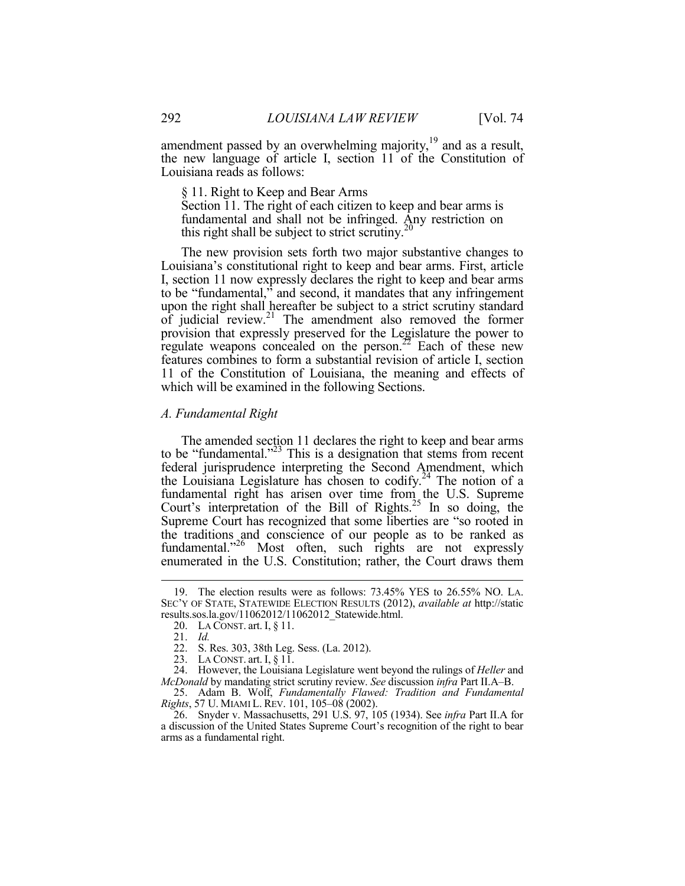amendment passed by an overwhelming majority,[19] and as a result, the new language of article I, section 11 of the Constitution of Louisiana reads as follows:

> § 11. Right to Keep and Bear Arms
> Section 11. The right of each citizen to keep and bear arms is fundamental and shall not be infringed. Any restriction on this right shall be subject to strict scrutiny.[20]

The new provision sets forth two major substantive changes to Louisiana's constitutional right to keep and bear arms. First, article I, section 11 now expressly declares the right to keep and bear arms to be "fundamental," and second, it mandates that any infringement upon the right shall hereafter be subject to a strict scrutiny standard of judicial review.[21] The amendment also removed the former provision that expressly preserved for the Legislature the power to regulate weapons concealed on the person.[22] Each of these new features combines to form a substantial revision of article I, section 11 of the Constitution of Louisiana, the meaning and effects of which will be examined in the following Sections.

### *A. Fundamental Right*

The amended section 11 declares the right to keep and bear arms to be "fundamental."[23] This is a designation that stems from recent federal jurisprudence interpreting the Second Amendment, which the Louisiana Legislature has chosen to codify.[24] The notion of a fundamental right has arisen over time from the U.S. Supreme Court's interpretation of the Bill of Rights.[25] In so doing, the Supreme Court has recognized that some liberties are "so rooted in the traditions and conscience of our people as to be ranked as fundamental."[26] Most often, such rights are not expressly enumerated in the U.S. Constitution; rather, the Court draws them

---

19. The election results were as follows: 73.45% YES to 26.55% NO. LA. SEC'Y OF STATE, STATEWIDE ELECTION RESULTS (2012), *available at* http://staticresults.sos.la.gov/11062012/11062012_Statewide.html.

20. LA CONST. art. I, § 11.

21. *Id.*

22. S. Res. 303, 38th Leg. Sess. (La. 2012).

23. LA CONST. art. I, § 11.

24. However, the Louisiana Legislature went beyond the rulings of *Heller* and *McDonald* by mandating strict scrutiny review. *See* discussion *infra* Part II.A–B.

25. Adam B. Wolf, *Fundamentally Flawed: Tradition and Fundamental Rights*, 57 U. MIAMI L. REV. 101, 105–08 (2002).

26. Snyder v. Massachusetts, 291 U.S. 97, 105 (1934). See *infra* Part II.A for a discussion of the United States Supreme Court's recognition of the right to bear arms as a fundamental right.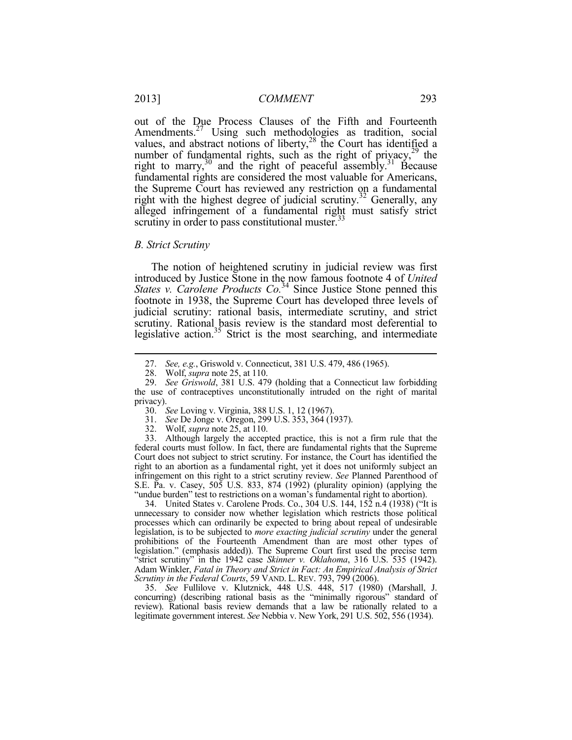out of the Due Process Clauses of the Fifth and Fourteenth Amendments.[27] Using such methodologies as tradition, social values, and abstract notions of liberty,[28] the Court has identified a number of fundamental rights, such as the right of privacy,[29] the right to marry,[30] and the right of peaceful assembly.[31] Because fundamental rights are considered the most valuable for Americans, the Supreme Court has reviewed any restriction on a fundamental right with the highest degree of judicial scrutiny.[32] Generally, any alleged infringement of a fundamental right must satisfy strict scrutiny in order to pass constitutional muster.[33]

### *B. Strict Scrutiny*

The notion of heightened scrutiny in judicial review was first introduced by Justice Stone in the now famous footnote 4 of *United States v. Carolene Products Co.*[34] Since Justice Stone penned this footnote in 1938, the Supreme Court has developed three levels of judicial scrutiny: rational basis, intermediate scrutiny, and strict scrutiny. Rational basis review is the standard most deferential to legislative action.[35] Strict is the most searching, and intermediate

---

27. *See, e.g.*, Griswold v. Connecticut, 381 U.S. 479, 486 (1965).

28. Wolf, *supra* note 25, at 110.

29. *See Griswold*, 381 U.S. 479 (holding that a Connecticut law forbidding the use of contraceptives unconstitutionally intruded on the right of marital privacy).

30. *See* Loving v. Virginia, 388 U.S. 1, 12 (1967).

31. *See* De Jonge v. Oregon, 299 U.S. 353, 364 (1937).

32. Wolf, *supra* note 25, at 110.

33. Although largely the accepted practice, this is not a firm rule that the federal courts must follow. In fact, there are fundamental rights that the Supreme Court does not subject to strict scrutiny. For instance, the Court has identified the right to an abortion as a fundamental right, yet it does not uniformly subject an infringement on this right to a strict scrutiny review. *See* Planned Parenthood of S.E. Pa. v. Casey, 505 U.S. 833, 874 (1992) (plurality opinion) (applying the "undue burden" test to restrictions on a woman's fundamental right to abortion).

34. United States v. Carolene Prods. Co., 304 U.S. 144, 152 n.4 (1938) ("It is unnecessary to consider now whether legislation which restricts those political processes which can ordinarily be expected to bring about repeal of undesirable legislation, is to be subjected to *more exacting judicial scrutiny* under the general prohibitions of the Fourteenth Amendment than are most other types of legislation." (emphasis added)). The Supreme Court first used the precise term "strict scrutiny" in the 1942 case *Skinner v. Oklahoma*, 316 U.S. 535 (1942). Adam Winkler, *Fatal in Theory and Strict in Fact: An Empirical Analysis of Strict Scrutiny in the Federal Courts*, 59 VAND. L. REV. 793, 799 (2006).

35. *See* Fullilove v. Klutznick, 448 U.S. 448, 517 (1980) (Marshall, J. concurring) (describing rational basis as the "minimally rigorous" standard of review). Rational basis review demands that a law be rationally related to a legitimate government interest. *See* Nebbia v. New York, 291 U.S. 502, 556 (1934).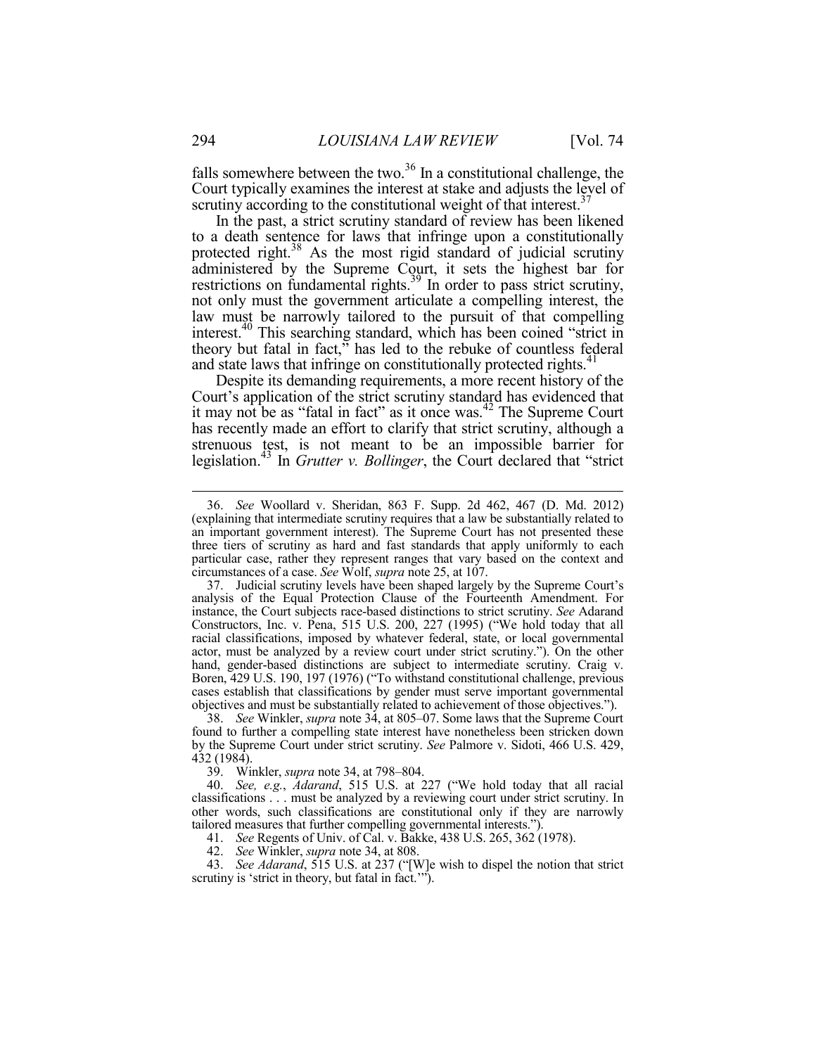falls somewhere between the two.[36] In a constitutional challenge, the Court typically examines the interest at stake and adjusts the level of scrutiny according to the constitutional weight of that interest.[37]

In the past, a strict scrutiny standard of review has been likened to a death sentence for laws that infringe upon a constitutionally protected right.[38] As the most rigid standard of judicial scrutiny administered by the Supreme Court, it sets the highest bar for restrictions on fundamental rights.[39] In order to pass strict scrutiny, not only must the government articulate a compelling interest, the law must be narrowly tailored to the pursuit of that compelling interest.[40] This searching standard, which has been coined "strict in theory but fatal in fact," has led to the rebuke of countless federal and state laws that infringe on constitutionally protected rights.[41]

Despite its demanding requirements, a more recent history of the Court's application of the strict scrutiny standard has evidenced that it may not be as "fatal in fact" as it once was.[42] The Supreme Court has recently made an effort to clarify that strict scrutiny, although a strenuous test, is not meant to be an impossible barrier for legislation.[43] In *Grutter v. Bollinger*, the Court declared that "strict

---

36. *See* Woollard v. Sheridan, 863 F. Supp. 2d 462, 467 (D. Md. 2012) (explaining that intermediate scrutiny requires that a law be substantially related to an important government interest). The Supreme Court has not presented these three tiers of scrutiny as hard and fast standards that apply uniformly to each particular case, rather they represent ranges that vary based on the context and circumstances of a case. *See* Wolf, *supra* note 25, at 107.

37. Judicial scrutiny levels have been shaped largely by the Supreme Court's analysis of the Equal Protection Clause of the Fourteenth Amendment. For instance, the Court subjects race-based distinctions to strict scrutiny. *See* Adarand Constructors, Inc. v. Pena, 515 U.S. 200, 227 (1995) ("We hold today that all racial classifications, imposed by whatever federal, state, or local governmental actor, must be analyzed by a review court under strict scrutiny."). On the other hand, gender-based distinctions are subject to intermediate scrutiny. Craig v. Boren, 429 U.S. 190, 197 (1976) ("To withstand constitutional challenge, previous cases establish that classifications by gender must serve important governmental objectives and must be substantially related to achievement of those objectives.").

38. *See* Winkler, *supra* note 34, at 805–07. Some laws that the Supreme Court found to further a compelling state interest have nonetheless been stricken down by the Supreme Court under strict scrutiny. *See* Palmore v. Sidoti, 466 U.S. 429, 432 (1984).

39. Winkler, *supra* note 34, at 798–804.

40. *See, e.g.*, *Adarand*, 515 U.S. at 227 ("We hold today that all racial classifications . . . must be analyzed by a reviewing court under strict scrutiny. In other words, such classifications are constitutional only if they are narrowly tailored measures that further compelling governmental interests.").

41. *See* Regents of Univ. of Cal. v. Bakke, 438 U.S. 265, 362 (1978).

42. *See* Winkler, *supra* note 34, at 808.

43. *See Adarand*, 515 U.S. at 237 ("[W]e wish to dispel the notion that strict scrutiny is 'strict in theory, but fatal in fact.'").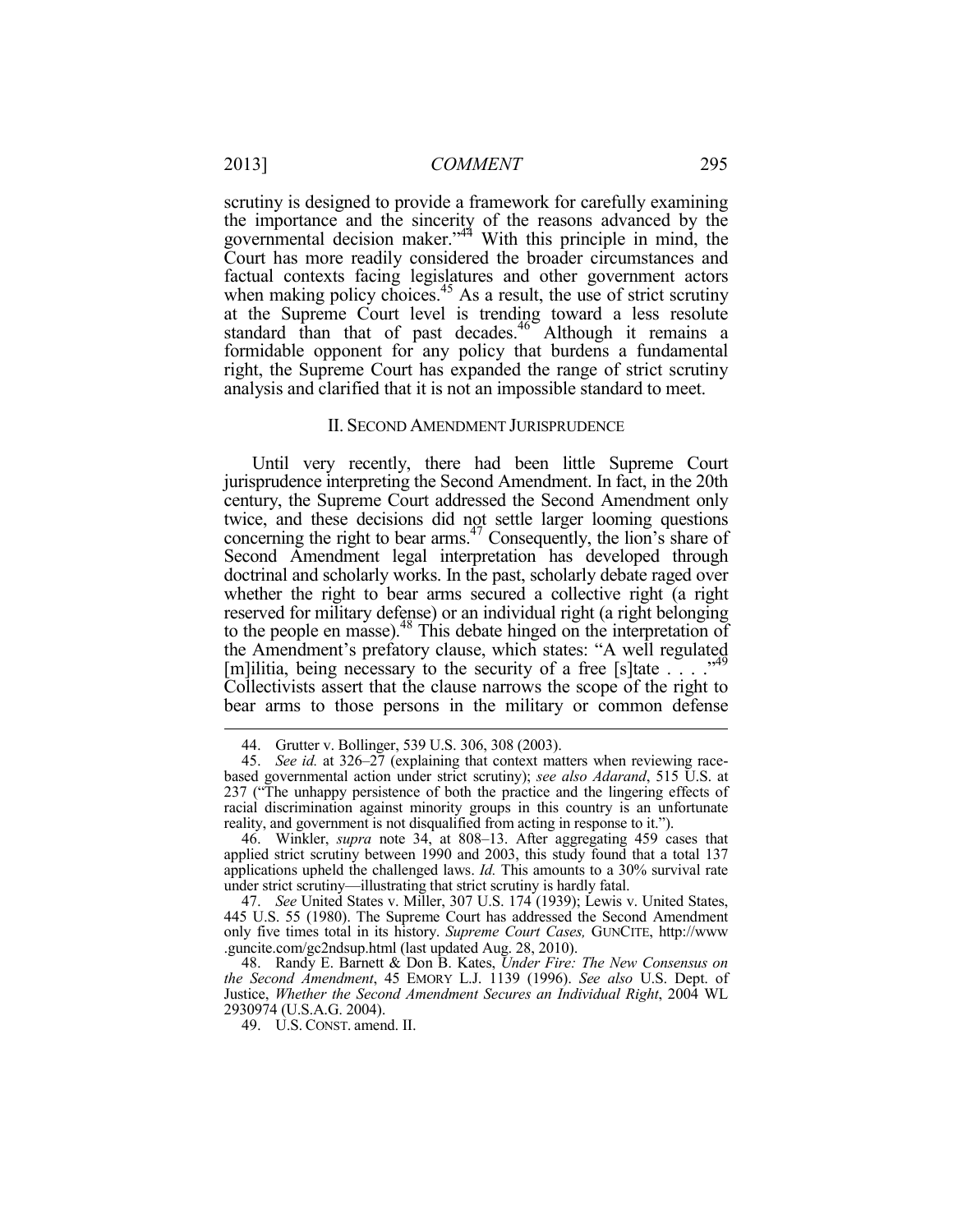scrutiny is designed to provide a framework for carefully examining the importance and the sincerity of the reasons advanced by the governmental decision maker."[44] With this principle in mind, the Court has more readily considered the broader circumstances and factual contexts facing legislatures and other government actors when making policy choices.[45] As a result, the use of strict scrutiny at the Supreme Court level is trending toward a less resolute standard than that of past decades.[46] Although it remains a formidable opponent for any policy that burdens a fundamental right, the Supreme Court has expanded the range of strict scrutiny analysis and clarified that it is not an impossible standard to meet.

## II. SECOND AMENDMENT JURISPRUDENCE

Until very recently, there had been little Supreme Court jurisprudence interpreting the Second Amendment. In fact, in the 20th century, the Supreme Court addressed the Second Amendment only twice, and these decisions did not settle larger looming questions concerning the right to bear arms.[47] Consequently, the lion's share of Second Amendment legal interpretation has developed through doctrinal and scholarly works. In the past, scholarly debate raged over whether the right to bear arms secured a collective right (a right reserved for military defense) or an individual right (a right belonging to the people en masse).[48] This debate hinged on the interpretation of the Amendment's prefatory clause, which states: "A well regulated [m]ilitia, being necessary to the security of a free [s]tate . . . ."[49] Collectivists assert that the clause narrows the scope of the right to bear arms to those persons in the military or common defense

---

44. Grutter v. Bollinger, 539 U.S. 306, 308 (2003).

45. *See id.* at 326–27 (explaining that context matters when reviewing race-based governmental action under strict scrutiny); *see also Adarand*, 515 U.S. at 237 ("The unhappy persistence of both the practice and the lingering effects of racial discrimination against minority groups in this country is an unfortunate reality, and government is not disqualified from acting in response to it.").

46. Winkler, *supra* note 34, at 808–13. After aggregating 459 cases that applied strict scrutiny between 1990 and 2003, this study found that a total 137 applications upheld the challenged laws. *Id.* This amounts to a 30% survival rate under strict scrutiny—illustrating that strict scrutiny is hardly fatal.

47. *See* United States v. Miller, 307 U.S. 174 (1939); Lewis v. United States, 445 U.S. 55 (1980). The Supreme Court has addressed the Second Amendment only five times total in its history. *Supreme Court Cases,* GUNCITE, http://www.guncite.com/gc2ndsup.html (last updated Aug. 28, 2010).

48. Randy E. Barnett & Don B. Kates, *Under Fire: The New Consensus on the Second Amendment*, 45 EMORY L.J. 1139 (1996). *See also* U.S. Dept. of Justice, *Whether the Second Amendment Secures an Individual Right*, 2004 WL 2930974 (U.S.A.G. 2004).

49. U.S. CONST. amend. II.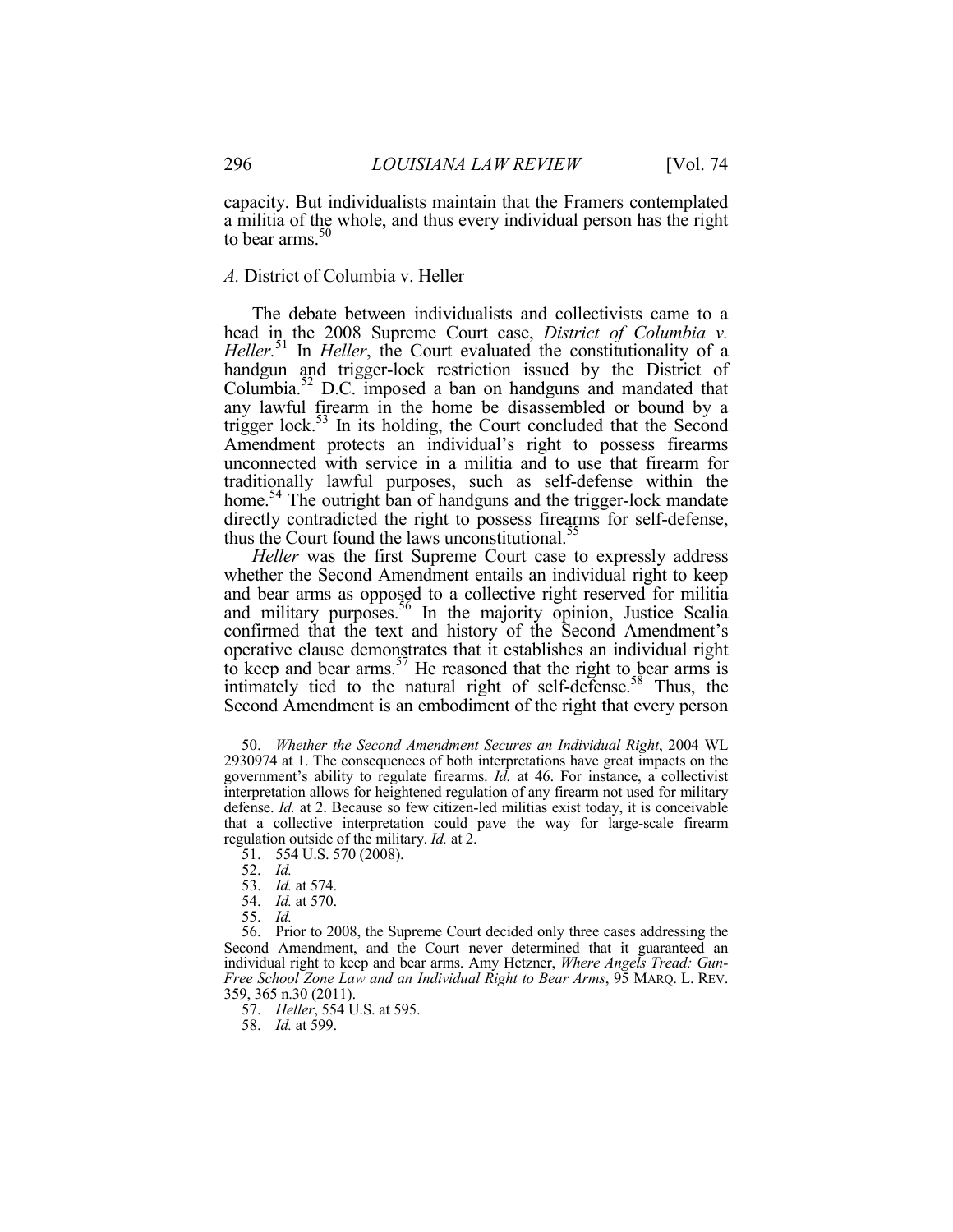capacity. But individualists maintain that the Framers contemplated a militia of the whole, and thus every individual person has the right to bear arms.[50]

### *A.* District of Columbia v. Heller

The debate between individualists and collectivists came to a head in the 2008 Supreme Court case, *District of Columbia v. Heller*.[51] In *Heller*, the Court evaluated the constitutionality of a handgun and trigger-lock restriction issued by the District of Columbia.[52] D.C. imposed a ban on handguns and mandated that any lawful firearm in the home be disassembled or bound by a trigger lock.[53] In its holding, the Court concluded that the Second Amendment protects an individual's right to possess firearms unconnected with service in a militia and to use that firearm for traditionally lawful purposes, such as self-defense within the home.[54] The outright ban of handguns and the trigger-lock mandate directly contradicted the right to possess firearms for self-defense, thus the Court found the laws unconstitutional.[55]

*Heller* was the first Supreme Court case to expressly address whether the Second Amendment entails an individual right to keep and bear arms as opposed to a collective right reserved for militia and military purposes.[56] In the majority opinion, Justice Scalia confirmed that the text and history of the Second Amendment's operative clause demonstrates that it establishes an individual right to keep and bear arms.[57] He reasoned that the right to bear arms is intimately tied to the natural right of self-defense.[58] Thus, the Second Amendment is an embodiment of the right that every person

---

50. *Whether the Second Amendment Secures an Individual Right*, 2004 WL 2930974 at 1. The consequences of both interpretations have great impacts on the government's ability to regulate firearms. *Id.* at 46. For instance, a collectivist interpretation allows for heightened regulation of any firearm not used for military defense. *Id.* at 2. Because so few citizen-led militias exist today, it is conceivable that a collective interpretation could pave the way for large-scale firearm regulation outside of the military. *Id.* at 2.

51. 554 U.S. 570 (2008).

52. *Id.*

53. *Id.* at 574.

54. *Id.* at 570.

55. *Id.*

56. Prior to 2008, the Supreme Court decided only three cases addressing the Second Amendment, and the Court never determined that it guaranteed an individual right to keep and bear arms. Amy Hetzner, *Where Angels Tread: Gun-Free School Zone Law and an Individual Right to Bear Arms*, 95 MARQ. L. REV. 359, 365 n.30 (2011).

57. *Heller*, 554 U.S. at 595.

58. *Id.* at 599.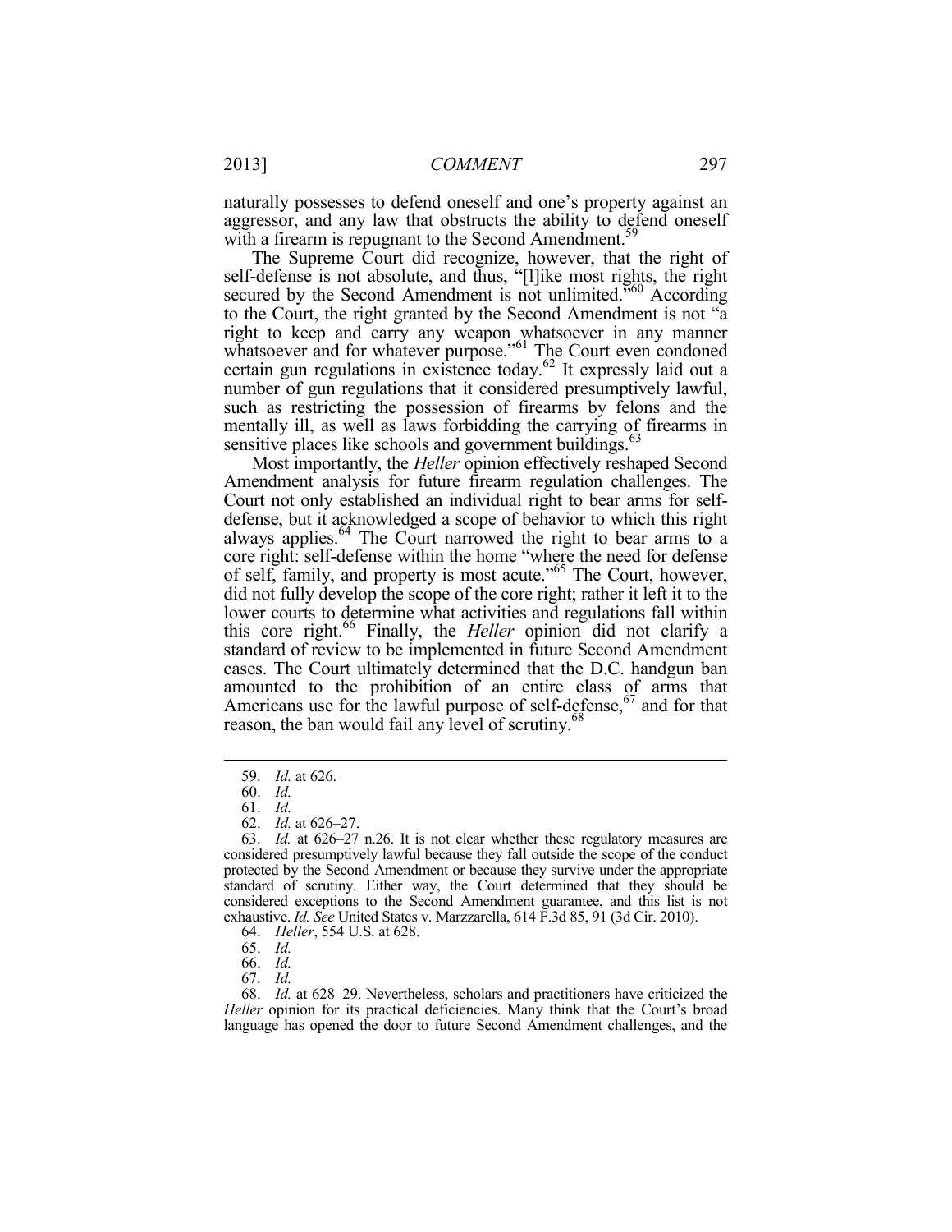naturally possesses to defend oneself and one's property against an aggressor, and any law that obstructs the ability to defend oneself with a firearm is repugnant to the Second Amendment.[59]

The Supreme Court did recognize, however, that the right of self-defense is not absolute, and thus, "[l]ike most rights, the right secured by the Second Amendment is not unlimited."[60] According to the Court, the right granted by the Second Amendment is not "a right to keep and carry any weapon whatsoever in any manner whatsoever and for whatever purpose."[61] The Court even condoned certain gun regulations in existence today.[62] It expressly laid out a number of gun regulations that it considered presumptively lawful, such as restricting the possession of firearms by felons and the mentally ill, as well as laws forbidding the carrying of firearms in sensitive places like schools and government buildings.[63]

Most importantly, the *Heller* opinion effectively reshaped Second Amendment analysis for future firearm regulation challenges. The Court not only established an individual right to bear arms for self-defense, but it acknowledged a scope of behavior to which this right always applies.[64] The Court narrowed the right to bear arms to a core right: self-defense within the home "where the need for defense of self, family, and property is most acute."[65] The Court, however, did not fully develop the scope of the core right; rather it left it to the lower courts to determine what activities and regulations fall within this core right.[66] Finally, the *Heller* opinion did not clarify a standard of review to be implemented in future Second Amendment cases. The Court ultimately determined that the D.C. handgun ban amounted to the prohibition of an entire class of arms that Americans use for the lawful purpose of self-defense,[67] and for that reason, the ban would fail any level of scrutiny.[68]

---

59. *Id.* at 626.

60. *Id.*

61. *Id.*

62. *Id.* at 626–27.

63. *Id.* at 626–27 n.26. It is not clear whether these regulatory measures are considered presumptively lawful because they fall outside the scope of the conduct protected by the Second Amendment or because they survive under the appropriate standard of scrutiny. Either way, the Court determined that they should be considered exceptions to the Second Amendment guarantee, and this list is not exhaustive. *Id. See* United States v. Marzzarella, 614 F.3d 85, 91 (3d Cir. 2010).

64. *Heller*, 554 U.S. at 628.

65. *Id.*

66. *Id.*

67. *Id.*

68. *Id.* at 628–29. Nevertheless, scholars and practitioners have criticized the *Heller* opinion for its practical deficiencies. Many think that the Court's broad language has opened the door to future Second Amendment challenges, and the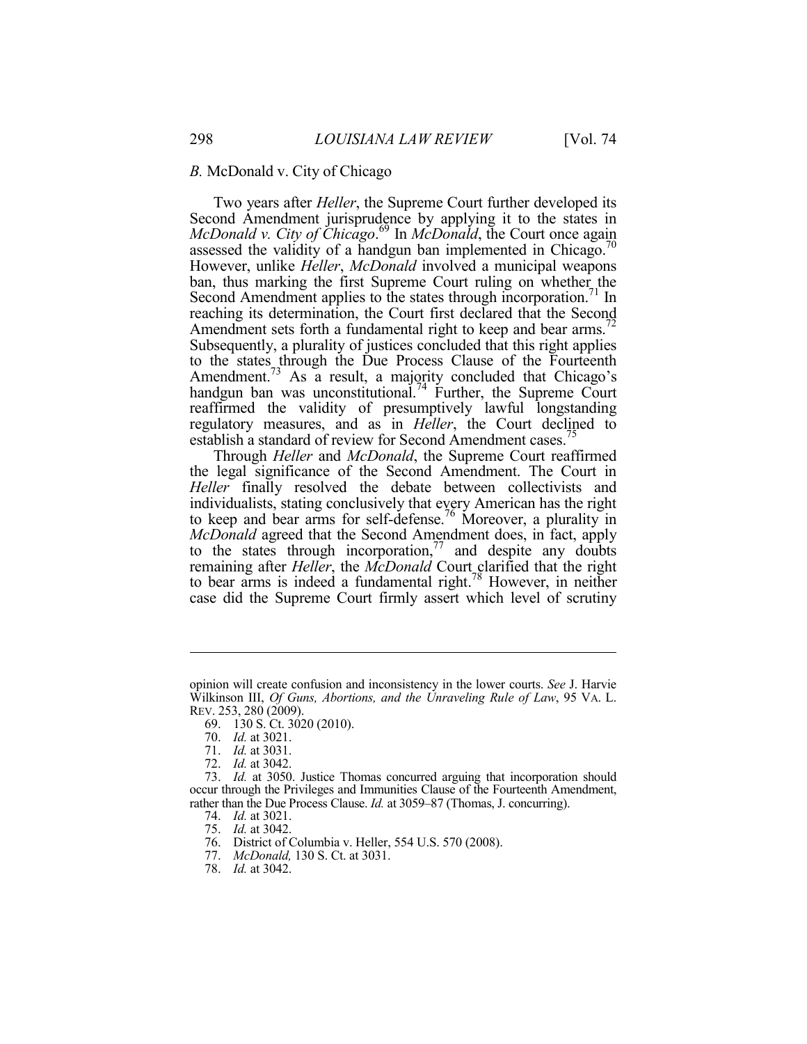### *B.* McDonald v. City of Chicago

Two years after *Heller*, the Supreme Court further developed its Second Amendment jurisprudence by applying it to the states in *McDonald v. City of Chicago*.[69] In *McDonald*, the Court once again assessed the validity of a handgun ban implemented in Chicago.[70] However, unlike *Heller*, *McDonald* involved a municipal weapons ban, thus marking the first Supreme Court ruling on whether the Second Amendment applies to the states through incorporation.[71] In reaching its determination, the Court first declared that the Second Amendment sets forth a fundamental right to keep and bear arms.[72] Subsequently, a plurality of justices concluded that this right applies to the states through the Due Process Clause of the Fourteenth Amendment.[73] As a result, a majority concluded that Chicago's handgun ban was unconstitutional.[74] Further, the Supreme Court reaffirmed the validity of presumptively lawful longstanding regulatory measures, and as in *Heller*, the Court declined to establish a standard of review for Second Amendment cases.[75]

Through *Heller* and *McDonald*, the Supreme Court reaffirmed the legal significance of the Second Amendment. The Court in *Heller* finally resolved the debate between collectivists and individualists, stating conclusively that every American has the right to keep and bear arms for self-defense.[76] Moreover, a plurality in *McDonald* agreed that the Second Amendment does, in fact, apply to the states through incorporation,[77] and despite any doubts remaining after *Heller*, the *McDonald* Court clarified that the right to bear arms is indeed a fundamental right.[78] However, in neither case did the Supreme Court firmly assert which level of scrutiny

---

opinion will create confusion and inconsistency in the lower courts. *See* J. Harvie Wilkinson III, *Of Guns, Abortions, and the Unraveling Rule of Law*, 95 VA. L. REV. 253, 280 (2009).

69. 130 S. Ct. 3020 (2010).

70. *Id.* at 3021.

71. *Id.* at 3031.

72. *Id.* at 3042.

73. *Id.* at 3050. Justice Thomas concurred arguing that incorporation should occur through the Privileges and Immunities Clause of the Fourteenth Amendment, rather than the Due Process Clause. *Id.* at 3059–87 (Thomas, J. concurring).

74. *Id.* at 3021.

75. *Id.* at 3042.

76. District of Columbia v. Heller, 554 U.S. 570 (2008).

77. *McDonald,* 130 S. Ct. at 3031.

78. *Id.* at 3042.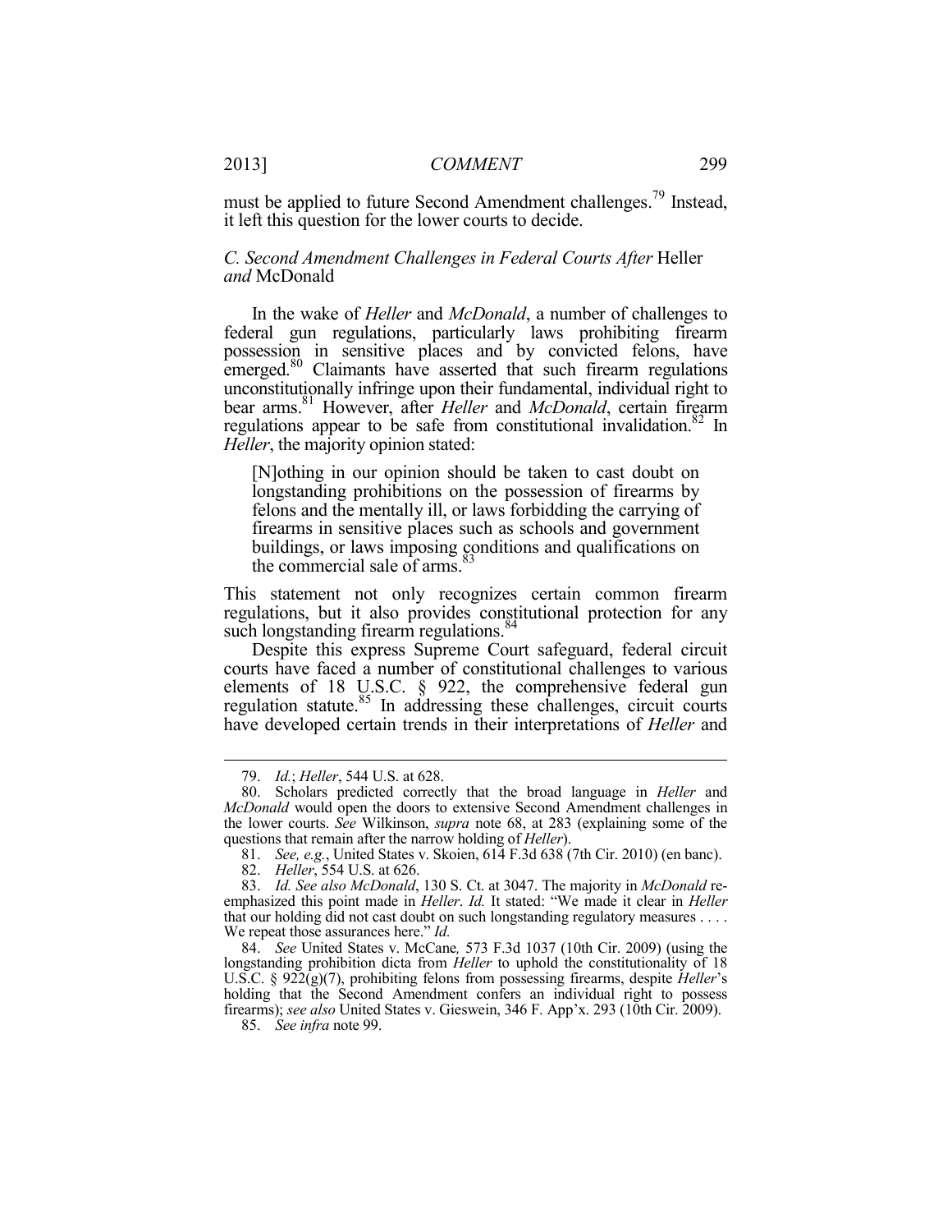must be applied to future Second Amendment challenges.[79] Instead, it left this question for the lower courts to decide.

### *C. Second Amendment Challenges in Federal Courts After* Heller *and* McDonald

In the wake of *Heller* and *McDonald*, a number of challenges to federal gun regulations, particularly laws prohibiting firearm possession in sensitive places and by convicted felons, have emerged.[80] Claimants have asserted that such firearm regulations unconstitutionally infringe upon their fundamental, individual right to bear arms.[81] However, after *Heller* and *McDonald*, certain firearm regulations appear to be safe from constitutional invalidation.[82] In *Heller*, the majority opinion stated:

> [N]othing in our opinion should be taken to cast doubt on longstanding prohibitions on the possession of firearms by felons and the mentally ill, or laws forbidding the carrying of firearms in sensitive places such as schools and government buildings, or laws imposing conditions and qualifications on the commercial sale of arms.[83]

This statement not only recognizes certain common firearm regulations, but it also provides constitutional protection for any such longstanding firearm regulations.[84]

Despite this express Supreme Court safeguard, federal circuit courts have faced a number of constitutional challenges to various elements of 18 U.S.C. § 922, the comprehensive federal gun regulation statute.[85] In addressing these challenges, circuit courts have developed certain trends in their interpretations of *Heller* and

---

79. *Id.*; *Heller*, 544 U.S. at 628.

80. Scholars predicted correctly that the broad language in *Heller* and *McDonald* would open the doors to extensive Second Amendment challenges in the lower courts. *See* Wilkinson, *supra* note 68, at 283 (explaining some of the questions that remain after the narrow holding of *Heller*).

81. *See, e.g.*, United States v. Skoien, 614 F.3d 638 (7th Cir. 2010) (en banc).

82. *Heller*, 554 U.S. at 626.

83. *Id. See also McDonald*, 130 S. Ct. at 3047. The majority in *McDonald* re-emphasized this point made in *Heller*. *Id.* It stated: "We made it clear in *Heller* that our holding did not cast doubt on such longstanding regulatory measures . . . . We repeat those assurances here." *Id.*

84. *See* United States v. McCane*,* 573 F.3d 1037 (10th Cir. 2009) (using the longstanding prohibition dicta from *Heller* to uphold the constitutionality of 18 U.S.C. § 922(g)(7), prohibiting felons from possessing firearms, despite *Heller*'s holding that the Second Amendment confers an individual right to possess firearms); *see also* United States v. Gieswein, 346 F. App'x. 293 (10th Cir. 2009).

85. *See infra* note 99.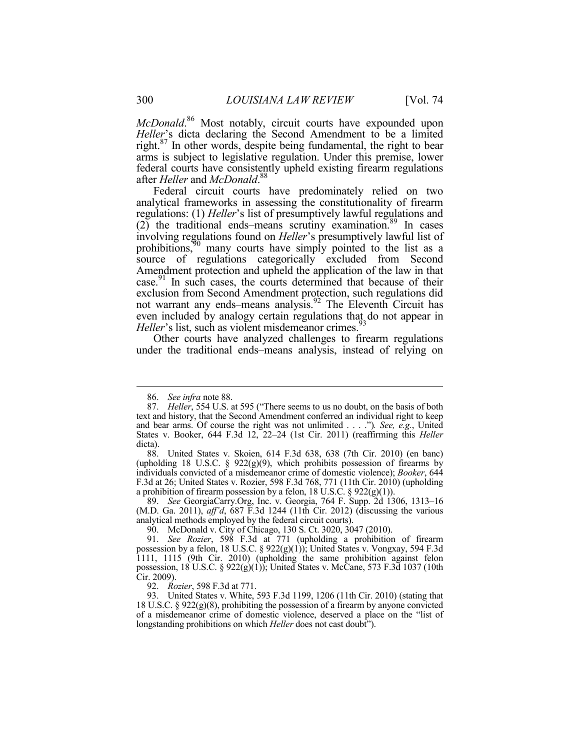*McDonald*.[86] Most notably, circuit courts have expounded upon *Heller*'s dicta declaring the Second Amendment to be a limited right.[87] In other words, despite being fundamental, the right to bear arms is subject to legislative regulation. Under this premise, lower federal courts have consistently upheld existing firearm regulations after *Heller* and *McDonald*.[88]

Federal circuit courts have predominately relied on two analytical frameworks in assessing the constitutionality of firearm regulations: (1) *Heller*'s list of presumptively lawful regulations and (2) the traditional ends–means scrutiny examination.[89] In cases involving regulations found on *Heller*'s presumptively lawful list of prohibitions,[90] many courts have simply pointed to the list as a source of regulations categorically excluded from Second Amendment protection and upheld the application of the law in that case.[91] In such cases, the courts determined that because of their exclusion from Second Amendment protection, such regulations did not warrant any ends–means analysis.[92] The Eleventh Circuit has even included by analogy certain regulations that do not appear in *Heller*'s list, such as violent misdemeanor crimes.[93]

Other courts have analyzed challenges to firearm regulations under the traditional ends–means analysis, instead of relying on

---

86. *See infra* note 88.

87. *Heller*, 554 U.S. at 595 ("There seems to us no doubt, on the basis of both text and history, that the Second Amendment conferred an individual right to keep and bear arms. Of course the right was not unlimited . . . ."). *See, e.g.*, United States v. Booker, 644 F.3d 12, 22–24 (1st Cir. 2011) (reaffirming this *Heller* dicta).

88. United States v. Skoien, 614 F.3d 638, 638 (7th Cir. 2010) (en banc) (upholding 18 U.S.C. § 922(g)(9), which prohibits possession of firearms by individuals convicted of a misdemeanor crime of domestic violence); *Booker*, 644 F.3d at 26; United States v. Rozier, 598 F.3d 768, 771 (11th Cir. 2010) (upholding a prohibition of firearm possession by a felon, 18 U.S.C. § 922(g)(1)).

89. *See* GeorgiaCarry.Org, Inc. v. Georgia, 764 F. Supp. 2d 1306, 1313–16 (M.D. Ga. 2011), *aff'd*, 687 F.3d 1244 (11th Cir. 2012) (discussing the various analytical methods employed by the federal circuit courts).

90. McDonald v. City of Chicago, 130 S. Ct. 3020, 3047 (2010).

91. *See Rozier*, 598 F.3d at 771 (upholding a prohibition of firearm possession by a felon, 18 U.S.C. § 922(g)(1)); United States v. Vongxay, 594 F.3d 1111, 1115 (9th Cir. 2010) (upholding the same prohibition against felon possession, 18 U.S.C. § 922(g)(1)); United States v. McCane, 573 F.3d 1037 (10th Cir. 2009).

92. *Rozier*, 598 F.3d at 771.

93. United States v. White, 593 F.3d 1199, 1206 (11th Cir. 2010) (stating that 18 U.S.C. § 922(g)(8), prohibiting the possession of a firearm by anyone convicted of a misdemeanor crime of domestic violence, deserved a place on the "list of longstanding prohibitions on which *Heller* does not cast doubt").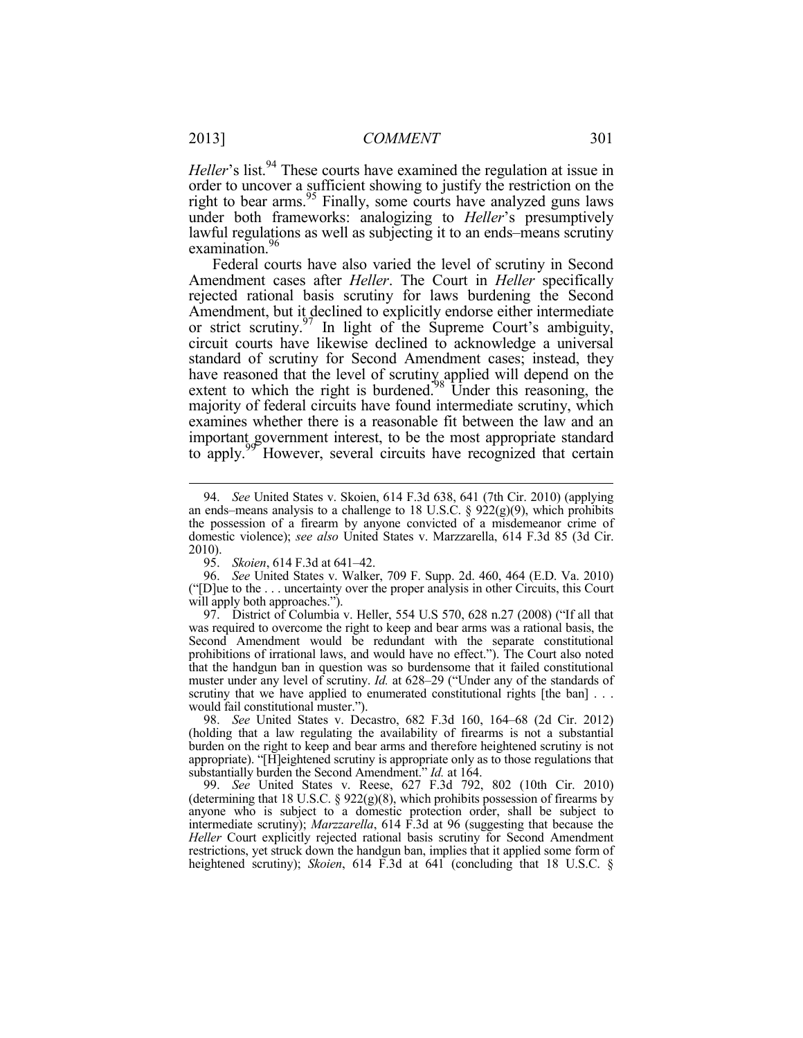*Heller*'s list.[94] These courts have examined the regulation at issue in order to uncover a sufficient showing to justify the restriction on the right to bear arms.[95] Finally, some courts have analyzed guns laws under both frameworks: analogizing to *Heller*'s presumptively lawful regulations as well as subjecting it to an ends–means scrutiny examination.[96]

Federal courts have also varied the level of scrutiny in Second Amendment cases after *Heller*. The Court in *Heller* specifically rejected rational basis scrutiny for laws burdening the Second Amendment, but it declined to explicitly endorse either intermediate or strict scrutiny.[97] In light of the Supreme Court's ambiguity, circuit courts have likewise declined to acknowledge a universal standard of scrutiny for Second Amendment cases; instead, they have reasoned that the level of scrutiny applied will depend on the extent to which the right is burdened.[98] Under this reasoning, the majority of federal circuits have found intermediate scrutiny, which examines whether there is a reasonable fit between the law and an important government interest, to be the most appropriate standard to apply.[99] However, several circuits have recognized that certain

---

94. *See* United States v. Skoien, 614 F.3d 638, 641 (7th Cir. 2010) (applying an ends–means analysis to a challenge to 18 U.S.C. § 922(g)(9), which prohibits the possession of a firearm by anyone convicted of a misdemeanor crime of domestic violence); *see also* United States v. Marzzarella, 614 F.3d 85 (3d Cir. 2010).

95. *Skoien*, 614 F.3d at 641–42.

96. *See* United States v. Walker, 709 F. Supp. 2d. 460, 464 (E.D. Va. 2010) ("[D]ue to the . . . uncertainty over the proper analysis in other Circuits, this Court will apply both approaches.").

97. District of Columbia v. Heller, 554 U.S 570, 628 n.27 (2008) ("If all that was required to overcome the right to keep and bear arms was a rational basis, the Second Amendment would be redundant with the separate constitutional prohibitions of irrational laws, and would have no effect."). The Court also noted that the handgun ban in question was so burdensome that it failed constitutional muster under any level of scrutiny. *Id.* at 628–29 ("Under any of the standards of scrutiny that we have applied to enumerated constitutional rights [the ban] . . . would fail constitutional muster.").

98. *See* United States v. Decastro, 682 F.3d 160, 164–68 (2d Cir. 2012) (holding that a law regulating the availability of firearms is not a substantial burden on the right to keep and bear arms and therefore heightened scrutiny is not appropriate). "[H]eightened scrutiny is appropriate only as to those regulations that substantially burden the Second Amendment." *Id.* at 164.

99. *See* United States v. Reese, 627 F.3d 792, 802 (10th Cir. 2010) (determining that 18 U.S.C. § 922(g)(8), which prohibits possession of firearms by anyone who is subject to a domestic protection order, shall be subject to intermediate scrutiny); *Marzzarella*, 614 F.3d at 96 (suggesting that because the *Heller* Court explicitly rejected rational basis scrutiny for Second Amendment restrictions, yet struck down the handgun ban, implies that it applied some form of heightened scrutiny); *Skoien*, 614 F.3d at 641 (concluding that 18 U.S.C. §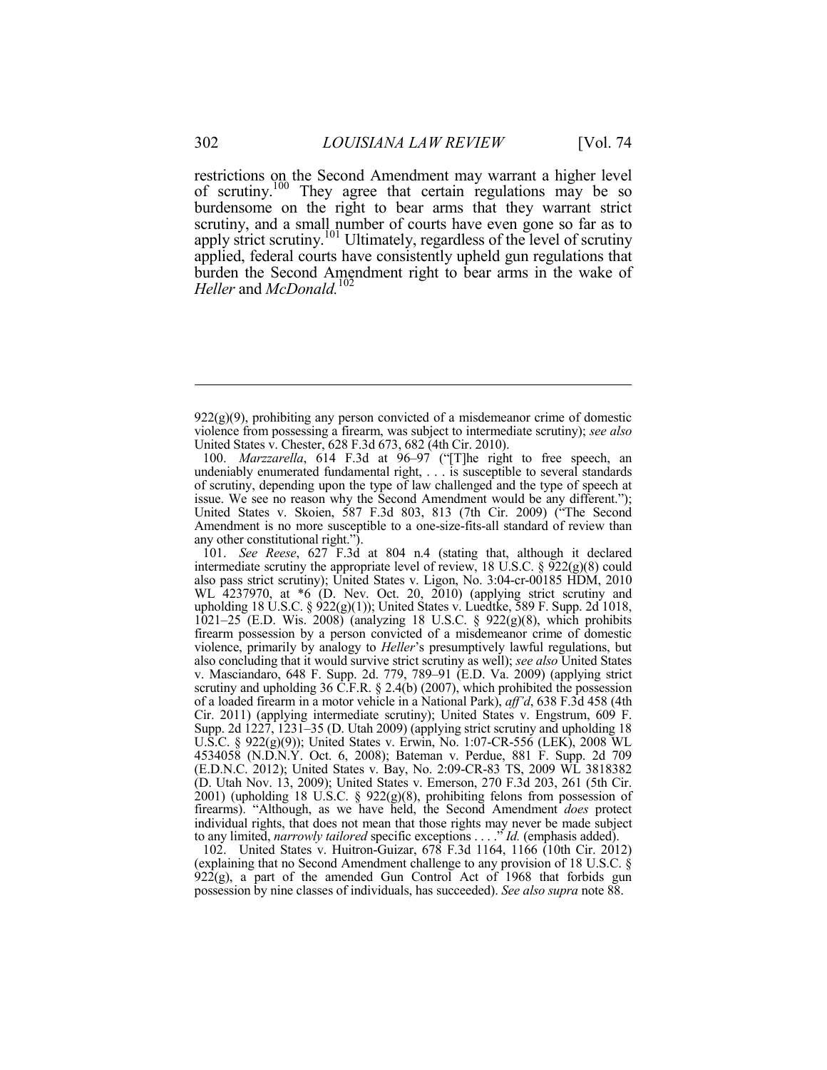restrictions on the Second Amendment may warrant a higher level of scrutiny.[100] They agree that certain regulations may be so burdensome on the right to bear arms that they warrant strict scrutiny, and a small number of courts have even gone so far as to apply strict scrutiny.[101] Ultimately, regardless of the level of scrutiny applied, federal courts have consistently upheld gun regulations that burden the Second Amendment right to bear arms in the wake of *Heller* and *McDonald*.[102]

---

922(g)(9), prohibiting any person convicted of a misdemeanor crime of domestic violence from possessing a firearm, was subject to intermediate scrutiny); *see also* United States v. Chester, 628 F.3d 673, 682 (4th Cir. 2010).

100. *Marzzarella*, 614 F.3d at 96–97 ("[T]he right to free speech, an undeniably enumerated fundamental right, . . . is susceptible to several standards of scrutiny, depending upon the type of law challenged and the type of speech at issue. We see no reason why the Second Amendment would be any different."); United States v. Skoien, 587 F.3d 803, 813 (7th Cir. 2009) ("The Second Amendment is no more susceptible to a one-size-fits-all standard of review than any other constitutional right.").

101. *See Reese*, 627 F.3d at 804 n.4 (stating that, although it declared intermediate scrutiny the appropriate level of review, 18 U.S.C. § 922(g)(8) could also pass strict scrutiny); United States v. Ligon, No. 3:04-cr-00185 HDM, 2010 WL 4237970, at *6 (D. Nev. Oct. 20, 2010) (applying strict scrutiny and upholding 18 U.S.C. § 922(g)(1)); United States v. Luedtke, 589 F. Supp. 2d 1018, 1021–25 (E.D. Wis. 2008) (analyzing 18 U.S.C. § 922(g)(8), which prohibits firearm possession by a person convicted of a misdemeanor crime of domestic violence, primarily by analogy to *Heller*'s presumptively lawful regulations, but also concluding that it would survive strict scrutiny as well); *see also* United States v. Masciandaro, 648 F. Supp. 2d. 779, 789–91 (E.D. Va. 2009) (applying strict scrutiny and upholding 36 C.F.R. § 2.4(b) (2007), which prohibited the possession of a loaded firearm in a motor vehicle in a National Park), *aff'd*, 638 F.3d 458 (4th Cir. 2011) (applying intermediate scrutiny); United States v. Engstrum, 609 F. Supp. 2d 1227, 1231–35 (D. Utah 2009) (applying strict scrutiny and upholding 18 U.S.C. § 922(g)(9)); United States v. Erwin, No. 1:07-CR-556 (LEK), 2008 WL 4534058 (N.D.N.Y. Oct. 6, 2008); Bateman v. Perdue, 881 F. Supp. 2d 709 (E.D.N.C. 2012); United States v. Bay, No. 2:09-CR-83 TS, 2009 WL 3818382 (D. Utah Nov. 13, 2009); United States v. Emerson, 270 F.3d 203, 261 (5th Cir. 2001) (upholding 18 U.S.C. § 922(g)(8), prohibiting felons from possession of firearms). "Although, as we have held, the Second Amendment *does* protect individual rights, that does not mean that those rights may never be made subject to any limited, *narrowly tailored* specific exceptions . . . ." *Id.* (emphasis added).

102. United States v. Huitron-Guizar, 678 F.3d 1164, 1166 (10th Cir. 2012) (explaining that no Second Amendment challenge to any provision of 18 U.S.C. § 922(g), a part of the amended Gun Control Act of 1968 that forbids gun possession by nine classes of individuals, has succeeded). *See also supra* note 88.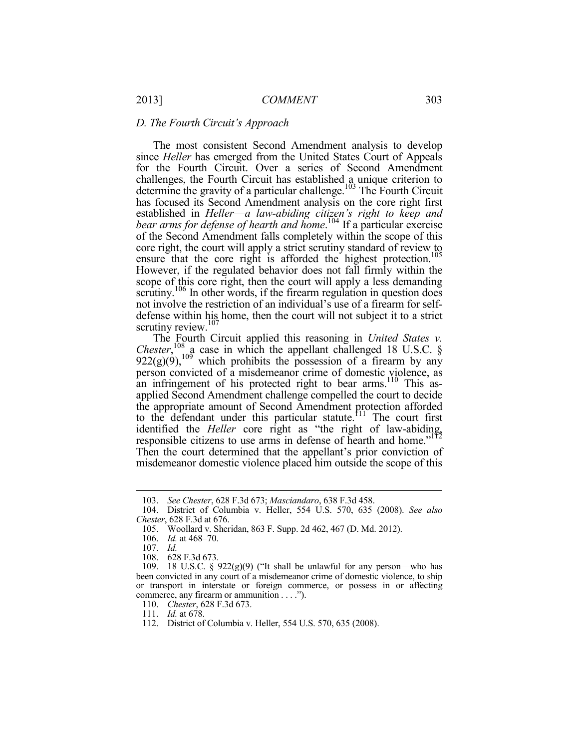### *D. The Fourth Circuit's Approach*

The most consistent Second Amendment analysis to develop since *Heller* has emerged from the United States Court of Appeals for the Fourth Circuit. Over a series of Second Amendment challenges, the Fourth Circuit has established a unique criterion to determine the gravity of a particular challenge.[103] The Fourth Circuit has focused its Second Amendment analysis on the core right first established in *Heller*—*a law-abiding citizen's right to keep and bear arms for defense of hearth and home*.[104] If a particular exercise of the Second Amendment falls completely within the scope of this core right, the court will apply a strict scrutiny standard of review to ensure that the core right is afforded the highest protection.[105] However, if the regulated behavior does not fall firmly within the scope of this core right, then the court will apply a less demanding scrutiny.[106] In other words, if the firearm regulation in question does not involve the restriction of an individual's use of a firearm for self-defense within his home, then the court will not subject it to a strict scrutiny review.[107]

The Fourth Circuit applied this reasoning in *United States v. Chester*,[108] a case in which the appellant challenged 18 U.S.C. § 922(g)(9),[109] which prohibits the possession of a firearm by any person convicted of a misdemeanor crime of domestic violence, as an infringement of his protected right to bear arms.[110] This as-applied Second Amendment challenge compelled the court to decide the appropriate amount of Second Amendment protection afforded to the defendant under this particular statute.[111] The court first identified the *Heller* core right as "the right of law-abiding, responsible citizens to use arms in defense of hearth and home."[112] Then the court determined that the appellant's prior conviction of misdemeanor domestic violence placed him outside the scope of this

---

103. *See Chester*, 628 F.3d 673; *Masciandaro*, 638 F.3d 458.

104. District of Columbia v. Heller, 554 U.S. 570, 635 (2008). *See also Chester*, 628 F.3d at 676.

105. Woollard v. Sheridan, 863 F. Supp. 2d 462, 467 (D. Md. 2012).

106. *Id.* at 468–70.

107. *Id.*

108. 628 F.3d 673.

109. 18 U.S.C. § 922(g)(9) ("It shall be unlawful for any person—who has been convicted in any court of a misdemeanor crime of domestic violence, to ship or transport in interstate or foreign commerce, or possess in or affecting commerce, any firearm or ammunition . . . .").

110. *Chester*, 628 F.3d 673.

111. *Id.* at 678.

112. District of Columbia v. Heller, 554 U.S. 570, 635 (2008).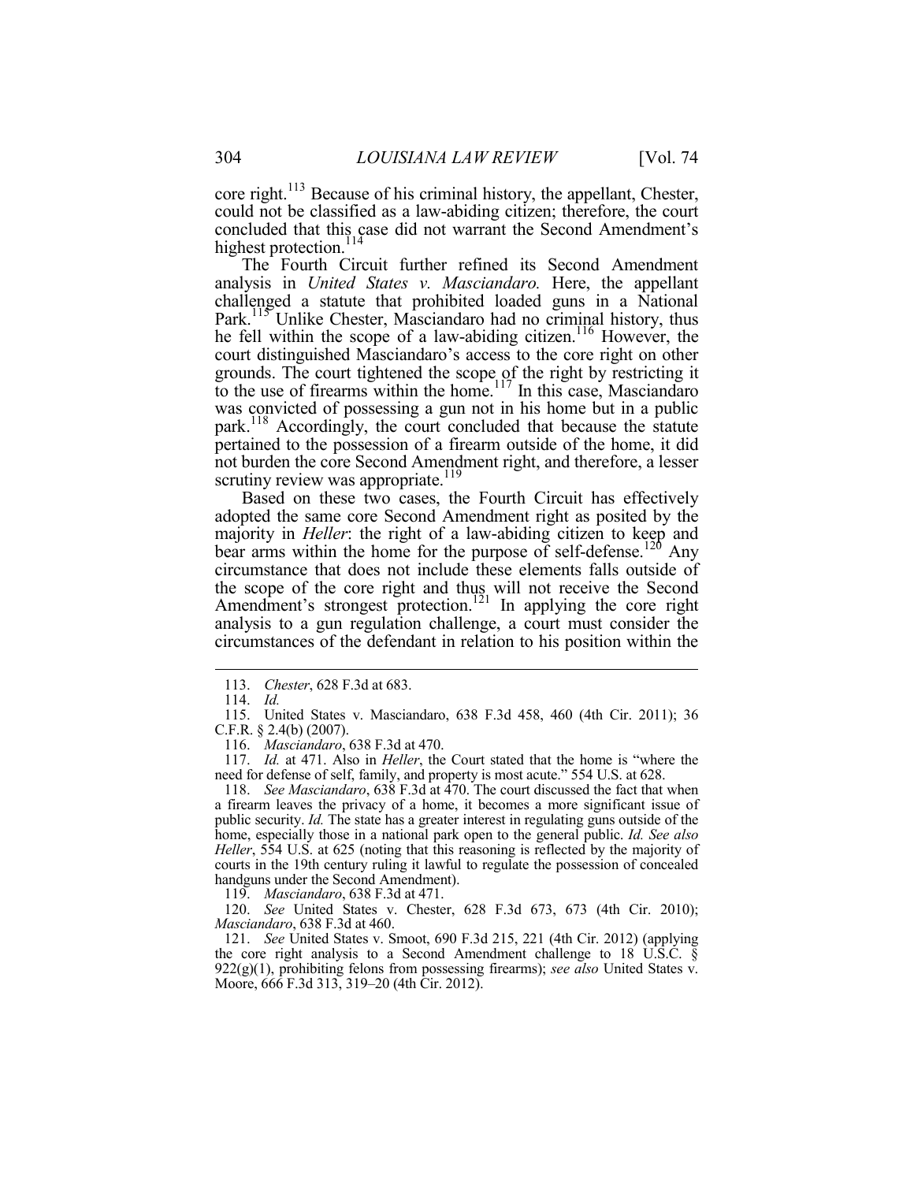core right.[113] Because of his criminal history, the appellant, Chester, could not be classified as a law-abiding citizen; therefore, the court concluded that this case did not warrant the Second Amendment's highest protection.[114]

The Fourth Circuit further refined its Second Amendment analysis in *United States v. Masciandaro.* Here, the appellant challenged a statute that prohibited loaded guns in a National Park.[115] Unlike Chester, Masciandaro had no criminal history, thus he fell within the scope of a law-abiding citizen.[116] However, the court distinguished Masciandaro's access to the core right on other grounds. The court tightened the scope of the right by restricting it to the use of firearms within the home.[117] In this case, Masciandaro was convicted of possessing a gun not in his home but in a public park.[118] Accordingly, the court concluded that because the statute pertained to the possession of a firearm outside of the home, it did not burden the core Second Amendment right, and therefore, a lesser scrutiny review was appropriate.[119]

Based on these two cases, the Fourth Circuit has effectively adopted the same core Second Amendment right as posited by the majority in *Heller*: the right of a law-abiding citizen to keep and bear arms within the home for the purpose of self-defense.[120] Any circumstance that does not include these elements falls outside of the scope of the core right and thus will not receive the Second Amendment's strongest protection.[121] In applying the core right analysis to a gun regulation challenge, a court must consider the circumstances of the defendant in relation to his position within the

---

113. *Chester*, 628 F.3d at 683.

114. *Id.*

115. United States v. Masciandaro, 638 F.3d 458, 460 (4th Cir. 2011); 36 C.F.R. § 2.4(b) (2007).

116. *Masciandaro*, 638 F.3d at 470.

117. *Id.* at 471. Also in *Heller*, the Court stated that the home is "where the need for defense of self, family, and property is most acute." 554 U.S. at 628.

118. *See Masciandaro*, 638 F.3d at 470. The court discussed the fact that when a firearm leaves the privacy of a home, it becomes a more significant issue of public security. *Id.* The state has a greater interest in regulating guns outside of the home, especially those in a national park open to the general public. *Id. See also Heller*, 554 U.S. at 625 (noting that this reasoning is reflected by the majority of courts in the 19th century ruling it lawful to regulate the possession of concealed handguns under the Second Amendment).

119. *Masciandaro*, 638 F.3d at 471.

120. *See* United States v. Chester, 628 F.3d 673, 673 (4th Cir. 2010); *Masciandaro*, 638 F.3d at 460.

121. *See* United States v. Smoot, 690 F.3d 215, 221 (4th Cir. 2012) (applying the core right analysis to a Second Amendment challenge to 18 U.S.C. § 922(g)(1), prohibiting felons from possessing firearms); *see also* United States v. Moore, 666 F.3d 313, 319–20 (4th Cir. 2012).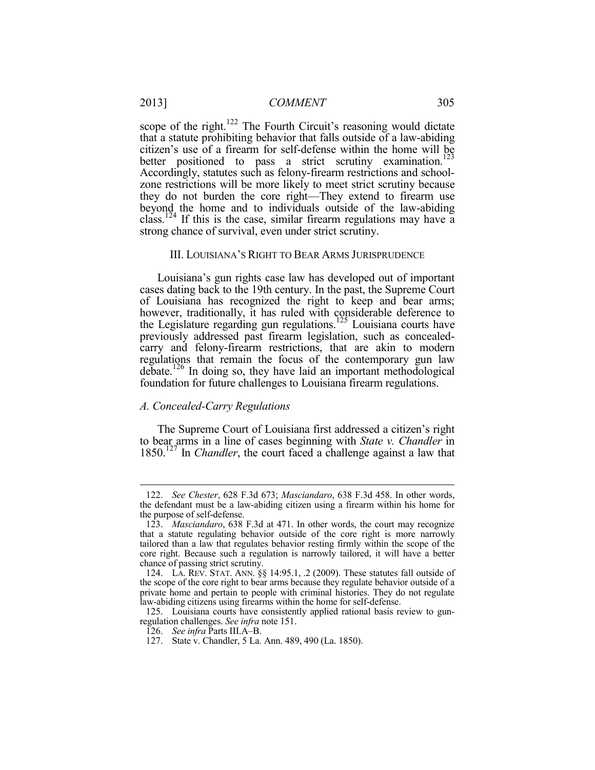scope of the right.[122] The Fourth Circuit's reasoning would dictate that a statute prohibiting behavior that falls outside of a law-abiding citizen's use of a firearm for self-defense within the home will be better positioned to pass a strict scrutiny examination.[123] Accordingly, statutes such as felony-firearm restrictions and school-zone restrictions will be more likely to meet strict scrutiny because they do not burden the core right—They extend to firearm use beyond the home and to individuals outside of the law-abiding class.[124] If this is the case, similar firearm regulations may have a strong chance of survival, even under strict scrutiny.

## III. LOUISIANA'S RIGHT TO BEAR ARMS JURISPRUDENCE

Louisiana's gun rights case law has developed out of important cases dating back to the 19th century. In the past, the Supreme Court of Louisiana has recognized the right to keep and bear arms; however, traditionally, it has ruled with considerable deference to the Legislature regarding gun regulations.[125] Louisiana courts have previously addressed past firearm legislation, such as concealed-carry and felony-firearm restrictions, that are akin to modern regulations that remain the focus of the contemporary gun law debate.[126] In doing so, they have laid an important methodological foundation for future challenges to Louisiana firearm regulations.

### *A. Concealed-Carry Regulations*

The Supreme Court of Louisiana first addressed a citizen's right to bear arms in a line of cases beginning with *State v. Chandler* in 1850.[127] In *Chandler*, the court faced a challenge against a law that

---

122. *See Chester*, 628 F.3d 673; *Masciandaro*, 638 F.3d 458. In other words, the defendant must be a law-abiding citizen using a firearm within his home for the purpose of self-defense.

123. *Masciandaro*, 638 F.3d at 471. In other words, the court may recognize that a statute regulating behavior outside of the core right is more narrowly tailored than a law that regulates behavior resting firmly within the scope of the core right. Because such a regulation is narrowly tailored, it will have a better chance of passing strict scrutiny.

124. LA. REV. STAT. ANN. §§ 14:95.1, .2 (2009). These statutes fall outside of the scope of the core right to bear arms because they regulate behavior outside of a private home and pertain to people with criminal histories. They do not regulate law-abiding citizens using firearms within the home for self-defense.

125. Louisiana courts have consistently applied rational basis review to gun-regulation challenges. *See infra* note 151.

126. *See infra* Parts III.A–B.

127. State v. Chandler, 5 La. Ann. 489, 490 (La. 1850).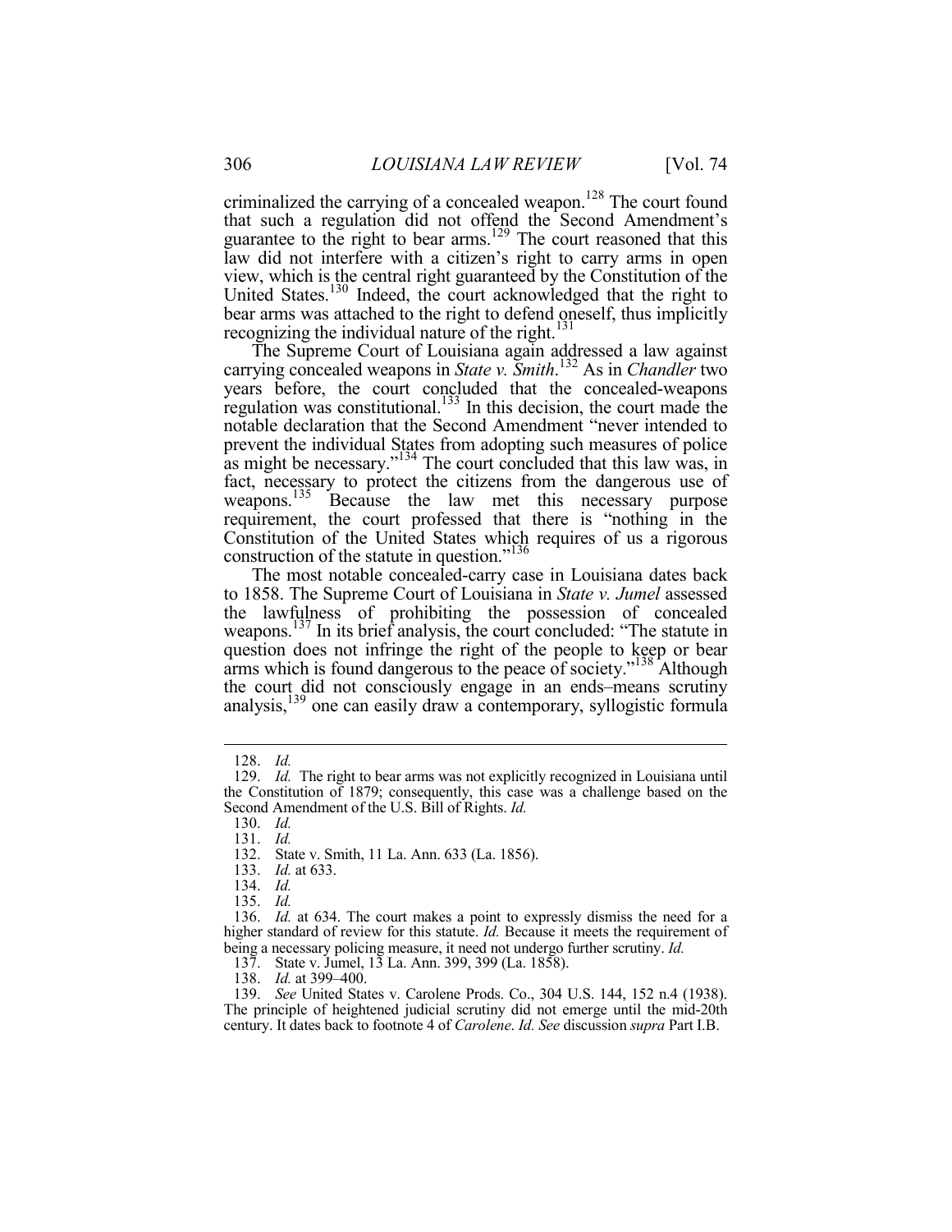criminalized the carrying of a concealed weapon.[128] The court found that such a regulation did not offend the Second Amendment's guarantee to the right to bear arms.[129] The court reasoned that this law did not interfere with a citizen's right to carry arms in open view, which is the central right guaranteed by the Constitution of the United States.[130] Indeed, the court acknowledged that the right to bear arms was attached to the right to defend oneself, thus implicitly recognizing the individual nature of the right.[131]

The Supreme Court of Louisiana again addressed a law against carrying concealed weapons in *State v. Smith*.[132] As in *Chandler* two years before, the court concluded that the concealed-weapons regulation was constitutional.[133] In this decision, the court made the notable declaration that the Second Amendment "never intended to prevent the individual States from adopting such measures of police as might be necessary."[134] The court concluded that this law was, in fact, necessary to protect the citizens from the dangerous use of weapons.[135] Because the law met this necessary purpose requirement, the court professed that there is "nothing in the Constitution of the United States which requires of us a rigorous construction of the statute in question."[136]

The most notable concealed-carry case in Louisiana dates back to 1858. The Supreme Court of Louisiana in *State v. Jumel* assessed the lawfulness of prohibiting the possession of concealed weapons.[137] In its brief analysis, the court concluded: "The statute in question does not infringe the right of the people to keep or bear arms which is found dangerous to the peace of society."[138] Although the court did not consciously engage in an ends–means scrutiny analysis,[139] one can easily draw a contemporary, syllogistic formula

---

128. *Id.*

129. *Id.* The right to bear arms was not explicitly recognized in Louisiana until the Constitution of 1879; consequently, this case was a challenge based on the Second Amendment of the U.S. Bill of Rights. *Id.*

130. *Id.*

131. *Id.*

132. State v. Smith, 11 La. Ann. 633 (La. 1856).

133. *Id.* at 633.

134. *Id.*

135. *Id.*

136. *Id.* at 634. The court makes a point to expressly dismiss the need for a higher standard of review for this statute. *Id.* Because it meets the requirement of being a necessary policing measure, it need not undergo further scrutiny. *Id.*

137. State v. Jumel, 13 La. Ann. 399, 399 (La. 1858).

138. *Id.* at 399–400.

139. *See* United States v. Carolene Prods. Co., 304 U.S. 144, 152 n.4 (1938). The principle of heightened judicial scrutiny did not emerge until the mid-20th century. It dates back to footnote 4 of *Carolene*. *Id. See* discussion *supra* Part I.B.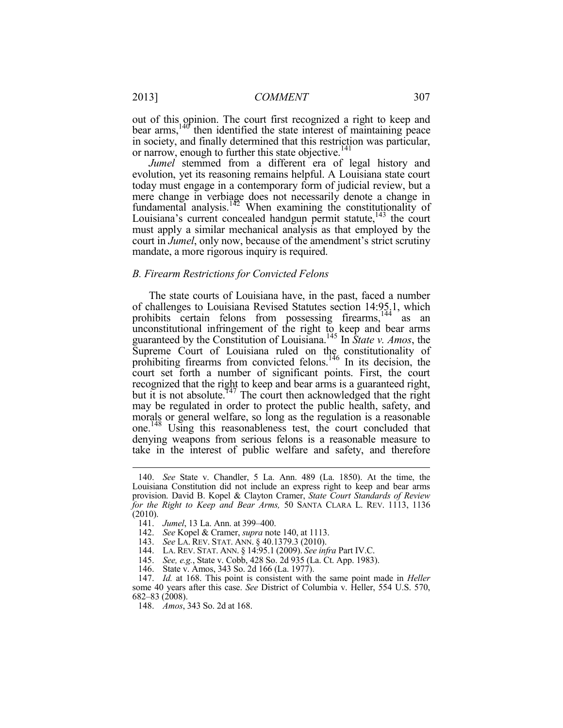out of this opinion. The court first recognized a right to keep and bear arms,[140] then identified the state interest of maintaining peace in society, and finally determined that this restriction was particular, or narrow, enough to further this state objective.[141]

*Jumel* stemmed from a different era of legal history and evolution, yet its reasoning remains helpful. A Louisiana state court today must engage in a contemporary form of judicial review, but a mere change in verbiage does not necessarily denote a change in fundamental analysis.[142] When examining the constitutionality of Louisiana's current concealed handgun permit statute,[143] the court must apply a similar mechanical analysis as that employed by the court in *Jumel*, only now, because of the amendment's strict scrutiny mandate, a more rigorous inquiry is required.

### *B. Firearm Restrictions for Convicted Felons*

The state courts of Louisiana have, in the past, faced a number of challenges to Louisiana Revised Statutes section 14:95.1, which prohibits certain felons from possessing firearms,[144] as an unconstitutional infringement of the right to keep and bear arms guaranteed by the Constitution of Louisiana.[145] In *State v. Amos*, the Supreme Court of Louisiana ruled on the constitutionality of prohibiting firearms from convicted felons.[146] In its decision, the court set forth a number of significant points. First, the court recognized that the right to keep and bear arms is a guaranteed right, but it is not absolute.[147] The court then acknowledged that the right may be regulated in order to protect the public health, safety, and morals or general welfare, so long as the regulation is a reasonable one.[148] Using this reasonableness test, the court concluded that denying weapons from serious felons is a reasonable measure to take in the interest of public welfare and safety, and therefore

---

140. *See* State v. Chandler, 5 La. Ann. 489 (La. 1850). At the time, the Louisiana Constitution did not include an express right to keep and bear arms provision. David B. Kopel & Clayton Cramer, *State Court Standards of Review for the Right to Keep and Bear Arms,* 50 SANTA CLARA L. REV. 1113, 1136 (2010).

141. *Jumel*, 13 La. Ann. at 399–400.

142. *See* Kopel & Cramer, *supra* note 140, at 1113.

143. *See* LA. REV. STAT. ANN. § 40.1379.3 (2010).

144. LA. REV. STAT. ANN. § 14:95.1 (2009). *See infra* Part IV.C.

145. *See, e.g.*, State v. Cobb, 428 So. 2d 935 (La. Ct. App. 1983).

146. State v. Amos, 343 So. 2d 166 (La. 1977).

147. *Id.* at 168. This point is consistent with the same point made in *Heller* some 40 years after this case. *See* District of Columbia v. Heller, 554 U.S. 570, 682–83 (2008).

148. *Amos*, 343 So. 2d at 168.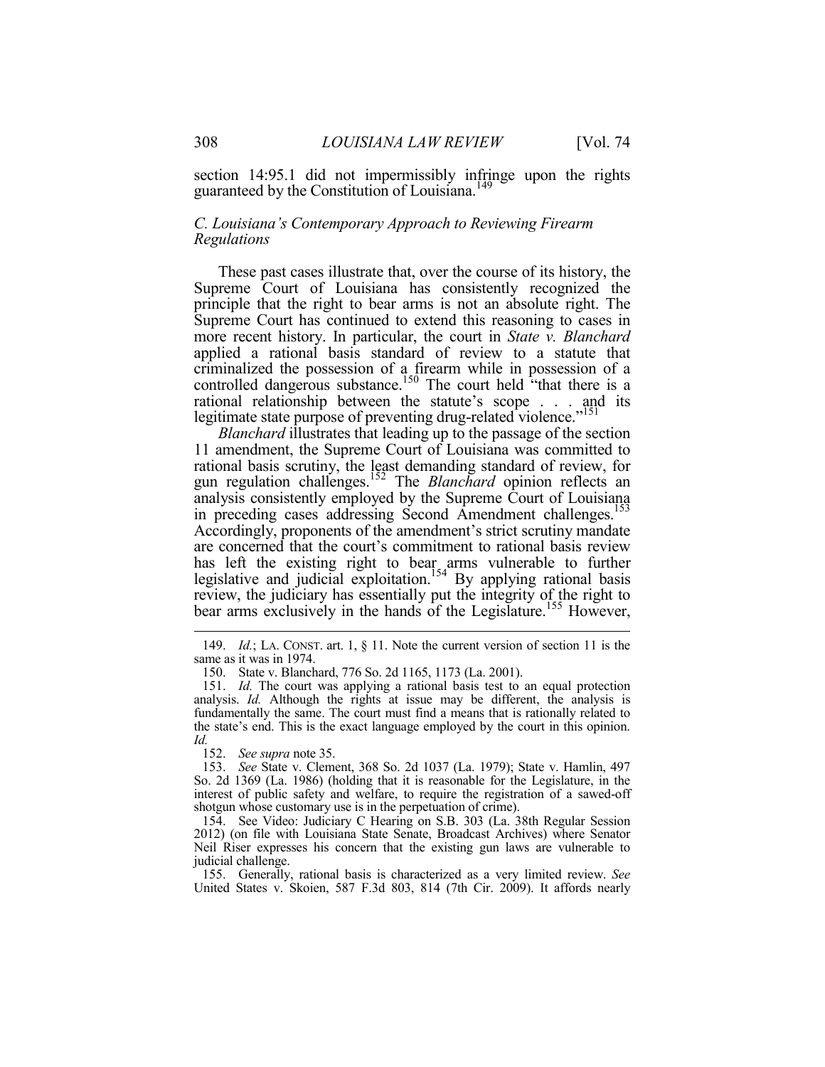section 14:95.1 did not impermissibly infringe upon the rights guaranteed by the Constitution of Louisiana.[149]

### *C. Louisiana's Contemporary Approach to Reviewing Firearm Regulations*

These past cases illustrate that, over the course of its history, the Supreme Court of Louisiana has consistently recognized the principle that the right to bear arms is not an absolute right. The Supreme Court has continued to extend this reasoning to cases in more recent history. In particular, the court in *State v. Blanchard* applied a rational basis standard of review to a statute that criminalized the possession of a firearm while in possession of a controlled dangerous substance.[150] The court held "that there is a rational relationship between the statute's scope . . . and its legitimate state purpose of preventing drug-related violence."[151]

*Blanchard* illustrates that leading up to the passage of the section 11 amendment, the Supreme Court of Louisiana was committed to rational basis scrutiny, the least demanding standard of review, for gun regulation challenges.[152] The *Blanchard* opinion reflects an analysis consistently employed by the Supreme Court of Louisiana in preceding cases addressing Second Amendment challenges.[153] Accordingly, proponents of the amendment's strict scrutiny mandate are concerned that the court's commitment to rational basis review has left the existing right to bear arms vulnerable to further legislative and judicial exploitation.[154] By applying rational basis review, the judiciary has essentially put the integrity of the right to bear arms exclusively in the hands of the Legislature.[155] However,

---

149. *Id.*; LA. CONST. art. 1, § 11. Note the current version of section 11 is the same as it was in 1974.

150. State v. Blanchard, 776 So. 2d 1165, 1173 (La. 2001).

151. *Id.* The court was applying a rational basis test to an equal protection analysis. *Id.* Although the rights at issue may be different, the analysis is fundamentally the same. The court must find a means that is rationally related to the state's end. This is the exact language employed by the court in this opinion. *Id.*

152. *See supra* note 35.

153. *See* State v. Clement, 368 So. 2d 1037 (La. 1979); State v. Hamlin, 497 So. 2d 1369 (La. 1986) (holding that it is reasonable for the Legislature, in the interest of public safety and welfare, to require the registration of a sawed-off shotgun whose customary use is in the perpetuation of crime).

154. See Video: Judiciary C Hearing on S.B. 303 (La. 38th Regular Session 2012) (on file with Louisiana State Senate, Broadcast Archives) where Senator Neil Riser expresses his concern that the existing gun laws are vulnerable to judicial challenge.

155. Generally, rational basis is characterized as a very limited review. *See* United States v. Skoien, 587 F.3d 803, 814 (7th Cir. 2009). It affords nearly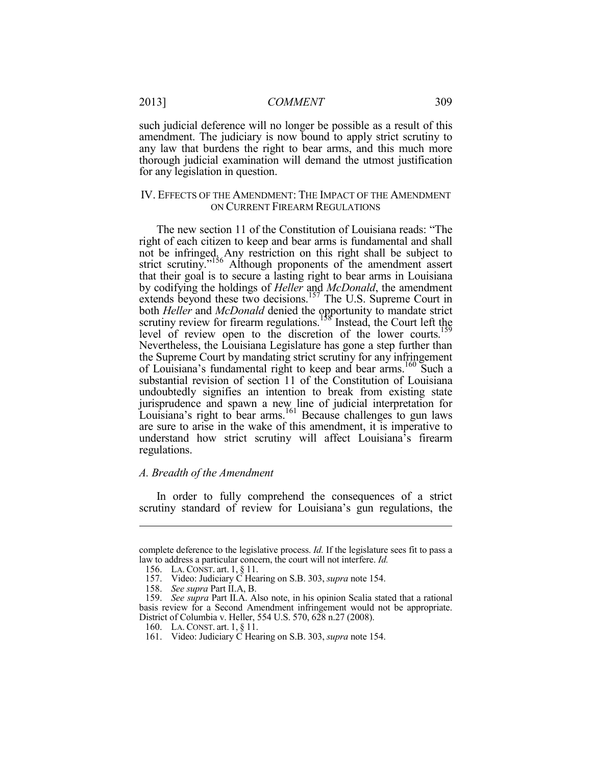such judicial deference will no longer be possible as a result of this amendment. The judiciary is now bound to apply strict scrutiny to any law that burdens the right to bear arms, and this much more thorough judicial examination will demand the utmost justification for any legislation in question.

## IV. EFFECTS OF THE AMENDMENT: THE IMPACT OF THE AMENDMENT ON CURRENT FIREARM REGULATIONS

The new section 11 of the Constitution of Louisiana reads: "The right of each citizen to keep and bear arms is fundamental and shall not be infringed. Any restriction on this right shall be subject to strict scrutiny."[156] Although proponents of the amendment assert that their goal is to secure a lasting right to bear arms in Louisiana by codifying the holdings of *Heller* and *McDonald*, the amendment extends beyond these two decisions.[157] The U.S. Supreme Court in both *Heller* and *McDonald* denied the opportunity to mandate strict scrutiny review for firearm regulations.[158] Instead, the Court left the level of review open to the discretion of the lower courts.[159] Nevertheless, the Louisiana Legislature has gone a step further than the Supreme Court by mandating strict scrutiny for any infringement of Louisiana's fundamental right to keep and bear arms.[160] Such a substantial revision of section 11 of the Constitution of Louisiana undoubtedly signifies an intention to break from existing state jurisprudence and spawn a new line of judicial interpretation for Louisiana's right to bear arms.[161] Because challenges to gun laws are sure to arise in the wake of this amendment, it is imperative to understand how strict scrutiny will affect Louisiana's firearm regulations.

### *A. Breadth of the Amendment*

In order to fully comprehend the consequences of a strict scrutiny standard of review for Louisiana's gun regulations, the

---

complete deference to the legislative process. *Id.* If the legislature sees fit to pass a law to address a particular concern, the court will not interfere. *Id.*

156. LA. CONST. art. 1, § 11.

157. Video: Judiciary C Hearing on S.B. 303, *supra* note 154.

158. *See supra* Part II.A, B.

159. *See supra* Part II.A. Also note, in his opinion Scalia stated that a rational basis review for a Second Amendment infringement would not be appropriate. District of Columbia v. Heller, 554 U.S. 570, 628 n.27 (2008).

160. LA. CONST. art. 1, § 11.

161. Video: Judiciary C Hearing on S.B. 303, *supra* note 154.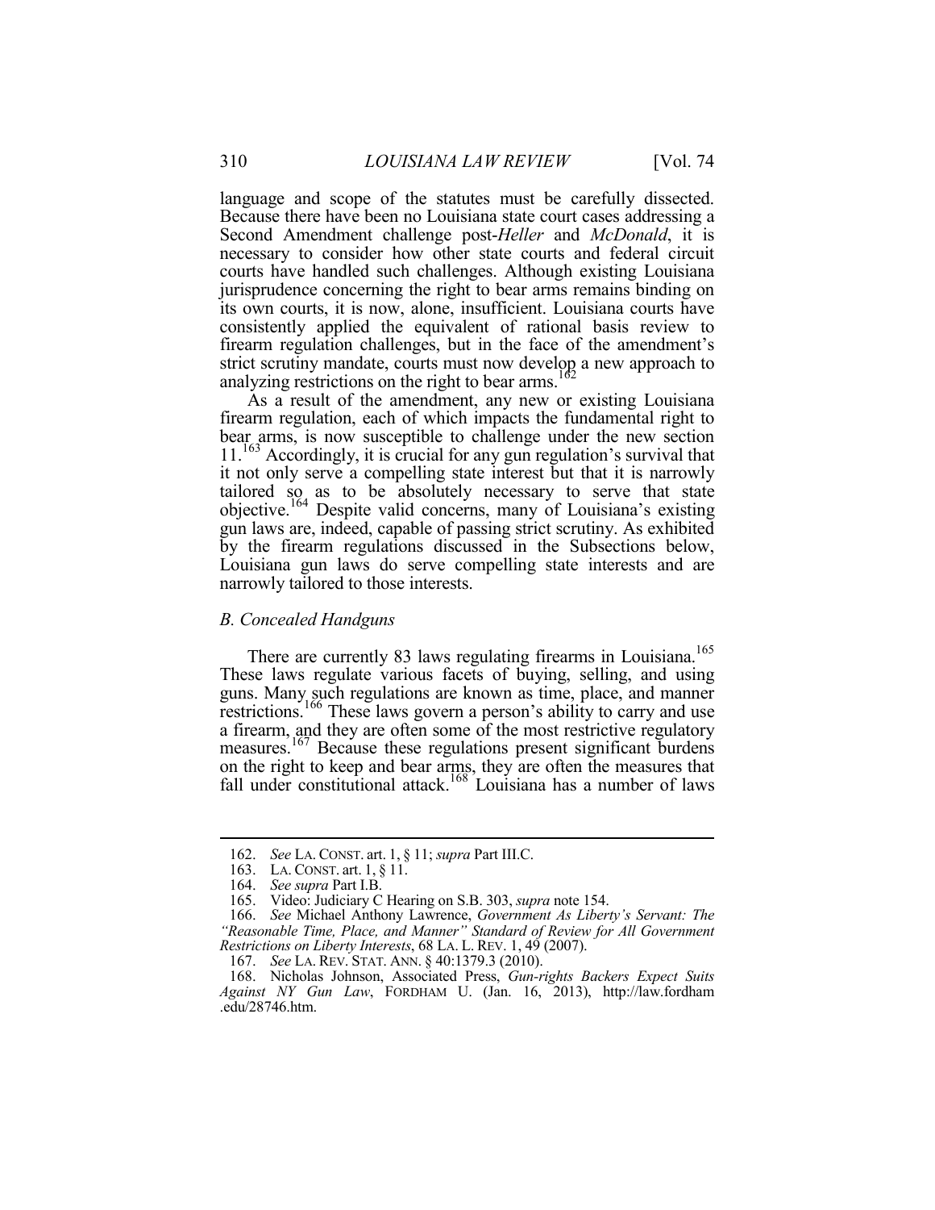language and scope of the statutes must be carefully dissected. Because there have been no Louisiana state court cases addressing a Second Amendment challenge post-*Heller* and *McDonald*, it is necessary to consider how other state courts and federal circuit courts have handled such challenges. Although existing Louisiana jurisprudence concerning the right to bear arms remains binding on its own courts, it is now, alone, insufficient. Louisiana courts have consistently applied the equivalent of rational basis review to firearm regulation challenges, but in the face of the amendment's strict scrutiny mandate, courts must now develop a new approach to analyzing restrictions on the right to bear arms.[162]

As a result of the amendment, any new or existing Louisiana firearm regulation, each of which impacts the fundamental right to bear arms, is now susceptible to challenge under the new section 11.[163] Accordingly, it is crucial for any gun regulation's survival that it not only serve a compelling state interest but that it is narrowly tailored so as to be absolutely necessary to serve that state objective.[164] Despite valid concerns, many of Louisiana's existing gun laws are, indeed, capable of passing strict scrutiny. As exhibited by the firearm regulations discussed in the Subsections below, Louisiana gun laws do serve compelling state interests and are narrowly tailored to those interests.

### *B. Concealed Handguns*

There are currently 83 laws regulating firearms in Louisiana.[165] These laws regulate various facets of buying, selling, and using guns. Many such regulations are known as time, place, and manner restrictions.[166] These laws govern a person's ability to carry and use a firearm, and they are often some of the most restrictive regulatory measures.[167] Because these regulations present significant burdens on the right to keep and bear arms, they are often the measures that fall under constitutional attack.[168] Louisiana has a number of laws

---

162. *See* LA. CONST. art. 1, § 11; *supra* Part III.C.

163. LA. CONST. art. 1, § 11.

164. *See supra* Part I.B.

165. Video: Judiciary C Hearing on S.B. 303, *supra* note 154.

166. *See* Michael Anthony Lawrence, *Government As Liberty's Servant: The "Reasonable Time, Place, and Manner" Standard of Review for All Government Restrictions on Liberty Interests*, 68 LA. L. REV. 1, 49 (2007).

167. *See* LA. REV. STAT. ANN. § 40:1379.3 (2010).

168. Nicholas Johnson, Associated Press, *Gun-rights Backers Expect Suits Against NY Gun Law*, FORDHAM U. (Jan. 16, 2013), http://law.fordham.edu/28746.htm.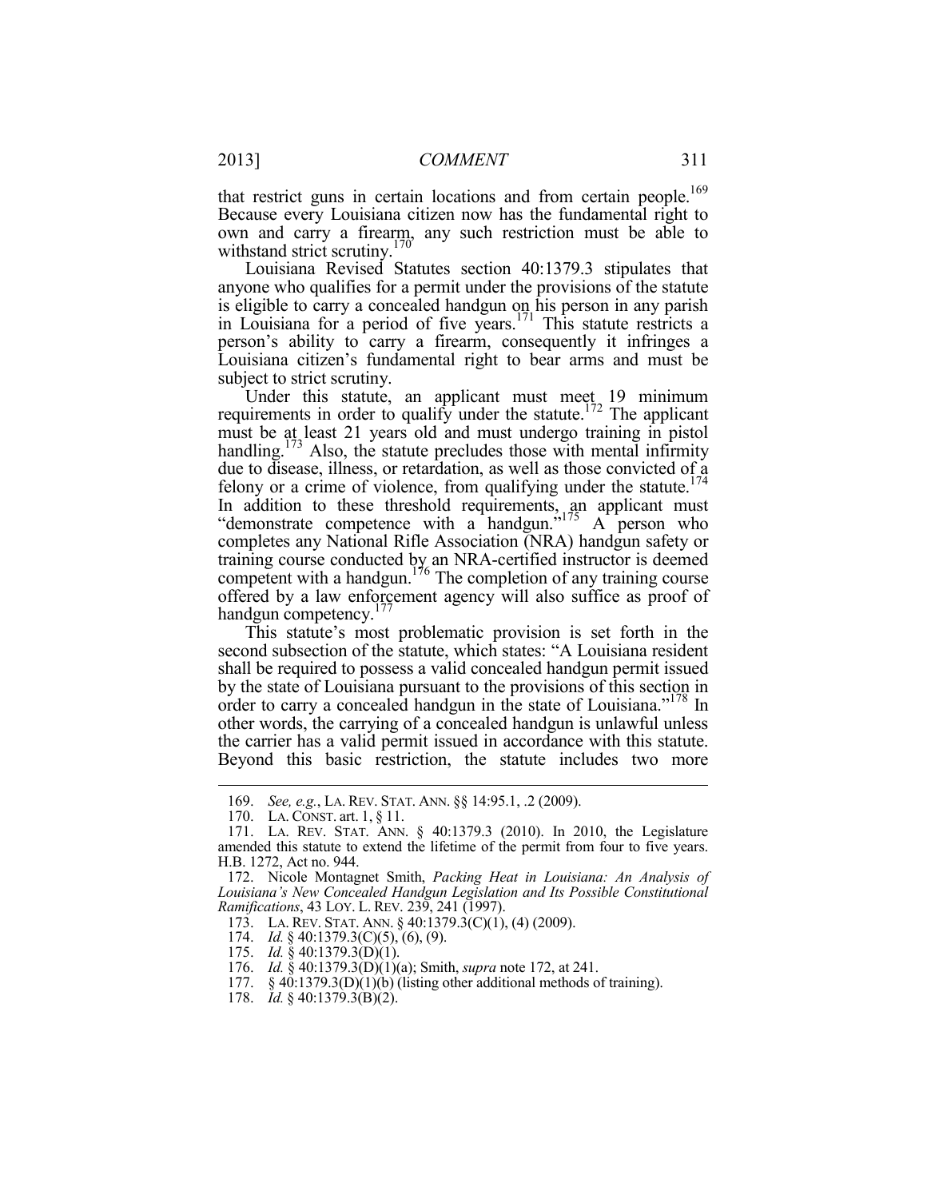that restrict guns in certain locations and from certain people.[169] Because every Louisiana citizen now has the fundamental right to own and carry a firearm, any such restriction must be able to withstand strict scrutiny.[170]

Louisiana Revised Statutes section 40:1379.3 stipulates that anyone who qualifies for a permit under the provisions of the statute is eligible to carry a concealed handgun on his person in any parish in Louisiana for a period of five years.[171] This statute restricts a person's ability to carry a firearm, consequently it infringes a Louisiana citizen's fundamental right to bear arms and must be subject to strict scrutiny.

Under this statute, an applicant must meet 19 minimum requirements in order to qualify under the statute.[172] The applicant must be at least 21 years old and must undergo training in pistol handling.[173] Also, the statute precludes those with mental infirmity due to disease, illness, or retardation, as well as those convicted of a felony or a crime of violence, from qualifying under the statute.[174] In addition to these threshold requirements, an applicant must "demonstrate competence with a handgun."[175] A person who completes any National Rifle Association (NRA) handgun safety or training course conducted by an NRA-certified instructor is deemed competent with a handgun.[176] The completion of any training course offered by a law enforcement agency will also suffice as proof of handgun competency.[177]

This statute's most problematic provision is set forth in the second subsection of the statute, which states: "A Louisiana resident shall be required to possess a valid concealed handgun permit issued by the state of Louisiana pursuant to the provisions of this section in order to carry a concealed handgun in the state of Louisiana."[178] In other words, the carrying of a concealed handgun is unlawful unless the carrier has a valid permit issued in accordance with this statute. Beyond this basic restriction, the statute includes two more

---

169. *See, e.g.*, LA. REV. STAT. ANN. §§ 14:95.1, .2 (2009).

170. LA. CONST. art. 1, § 11.

171. LA. REV. STAT. ANN. § 40:1379.3 (2010). In 2010, the Legislature amended this statute to extend the lifetime of the permit from four to five years. H.B. 1272, Act no. 944.

172. Nicole Montagnet Smith, *Packing Heat in Louisiana: An Analysis of Louisiana's New Concealed Handgun Legislation and Its Possible Constitutional Ramifications*, 43 LOY. L. REV. 239, 241 (1997).

173. LA. REV. STAT. ANN. § 40:1379.3(C)(1), (4) (2009).

174. *Id.* § 40:1379.3(C)(5), (6), (9).

175. *Id.* § 40:1379.3(D)(1).

176. *Id.* § 40:1379.3(D)(1)(a); Smith, *supra* note 172, at 241.

177. § 40:1379.3(D)(1)(b) (listing other additional methods of training).

178. *Id.* § 40:1379.3(B)(2).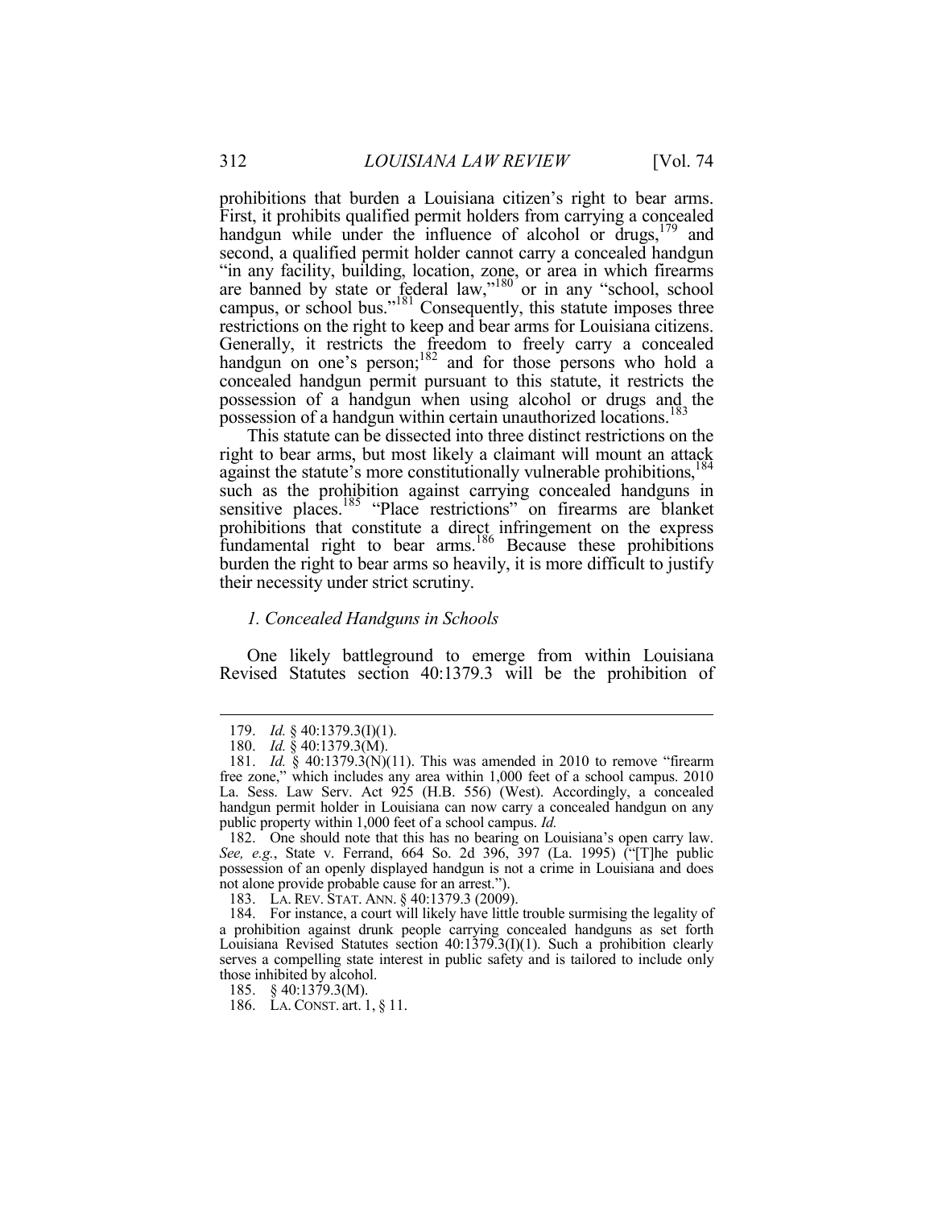prohibitions that burden a Louisiana citizen's right to bear arms. First, it prohibits qualified permit holders from carrying a concealed handgun while under the influence of alcohol or drugs,[179] and second, a qualified permit holder cannot carry a concealed handgun "in any facility, building, location, zone, or area in which firearms are banned by state or federal law,"[180] or in any "school, school campus, or school bus."[181] Consequently, this statute imposes three restrictions on the right to keep and bear arms for Louisiana citizens. Generally, it restricts the freedom to freely carry a concealed handgun on one's person;[182] and for those persons who hold a concealed handgun permit pursuant to this statute, it restricts the possession of a handgun when using alcohol or drugs and the possession of a handgun within certain unauthorized locations.[183]

This statute can be dissected into three distinct restrictions on the right to bear arms, but most likely a claimant will mount an attack against the statute's more constitutionally vulnerable prohibitions,[184] such as the prohibition against carrying concealed handguns in sensitive places.[185] "Place restrictions" on firearms are blanket prohibitions that constitute a direct infringement on the express fundamental right to bear arms.[186] Because these prohibitions burden the right to bear arms so heavily, it is more difficult to justify their necessity under strict scrutiny.

### *1. Concealed Handguns in Schools*

One likely battleground to emerge from within Louisiana Revised Statutes section 40:1379.3 will be the prohibition of

---

179. *Id.* § 40:1379.3(I)(1).

180. *Id.* § 40:1379.3(M).

181. *Id.* § 40:1379.3(N)(11). This was amended in 2010 to remove "firearm free zone," which includes any area within 1,000 feet of a school campus. 2010 La. Sess. Law Serv. Act 925 (H.B. 556) (West). Accordingly, a concealed handgun permit holder in Louisiana can now carry a concealed handgun on any public property within 1,000 feet of a school campus. *Id.*

182. One should note that this has no bearing on Louisiana's open carry law. *See, e.g.*, State v. Ferrand, 664 So. 2d 396, 397 (La. 1995) ("[T]he public possession of an openly displayed handgun is not a crime in Louisiana and does not alone provide probable cause for an arrest.").

183. LA. REV. STAT. ANN. § 40:1379.3 (2009).

184. For instance, a court will likely have little trouble surmising the legality of a prohibition against drunk people carrying concealed handguns as set forth Louisiana Revised Statutes section 40:1379.3(I)(1). Such a prohibition clearly serves a compelling state interest in public safety and is tailored to include only those inhibited by alcohol.

185. § 40:1379.3(M).

186. LA. CONST. art. 1, § 11.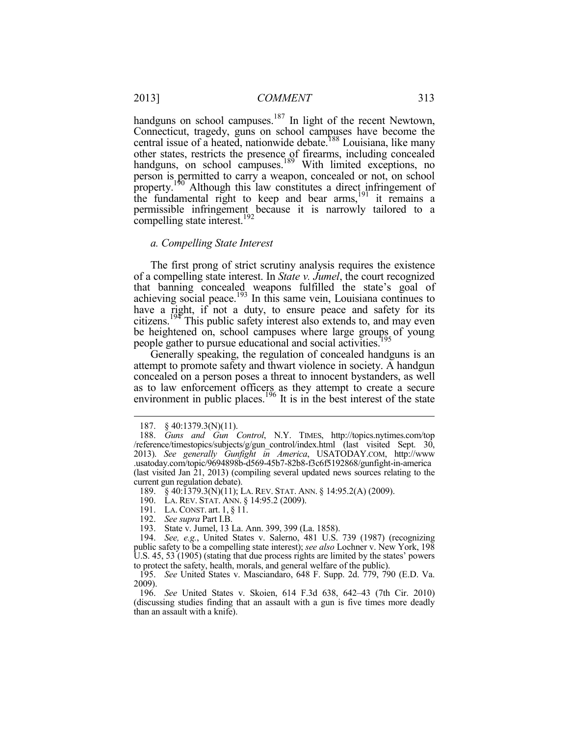handguns on school campuses.[187] In light of the recent Newtown, Connecticut, tragedy, guns on school campuses have become the central issue of a heated, nationwide debate.[188] Louisiana, like many other states, restricts the presence of firearms, including concealed handguns, on school campuses.[189] With limited exceptions, no person is permitted to carry a weapon, concealed or not, on school property.[190] Although this law constitutes a direct infringement of the fundamental right to keep and bear arms,[191] it remains a permissible infringement because it is narrowly tailored to a compelling state interest.[192]

### *a. Compelling State Interest*

The first prong of strict scrutiny analysis requires the existence of a compelling state interest. In *State v. Jumel*, the court recognized that banning concealed weapons fulfilled the state's goal of achieving social peace.[193] In this same vein, Louisiana continues to have a right, if not a duty, to ensure peace and safety for its citizens.[194] This public safety interest also extends to, and may even be heightened on, school campuses where large groups of young people gather to pursue educational and social activities.[195]

Generally speaking, the regulation of concealed handguns is an attempt to promote safety and thwart violence in society. A handgun concealed on a person poses a threat to innocent bystanders, as well as to law enforcement officers as they attempt to create a secure environment in public places.[196] It is in the best interest of the state

---

187. § 40:1379.3(N)(11).

188. *Guns and Gun Control*, N.Y. TIMES, http://topics.nytimes.com/top/reference/timestopics/subjects/g/gun_control/index.html (last visited Sept. 30, 2013). *See generally Gunfight in America*, USATODAY.COM, http://www.usatoday.com/topic/9694898b-d569-45b7-82b8-f3c6f5192868/gunfight-in-america (last visited Jan 21, 2013) (compiling several updated news sources relating to the current gun regulation debate).

189. § 40:1379.3(N)(11); LA. REV. STAT. ANN. § 14:95.2(A) (2009).

190. LA. REV. STAT. ANN. § 14:95.2 (2009).

191. LA. CONST. art. 1, § 11.

192. *See supra* Part I.B.

193. State v. Jumel, 13 La. Ann. 399, 399 (La. 1858).

194. *See, e.g.*, United States v. Salerno, 481 U.S. 739 (1987) (recognizing public safety to be a compelling state interest); *see also* Lochner v. New York, 198 U.S. 45, 53 (1905) (stating that due process rights are limited by the states' powers to protect the safety, health, morals, and general welfare of the public).

195. *See* United States v. Masciandaro, 648 F. Supp. 2d. 779, 790 (E.D. Va. 2009).

196. *See* United States v. Skoien, 614 F.3d 638, 642–43 (7th Cir. 2010) (discussing studies finding that an assault with a gun is five times more deadly than an assault with a knife).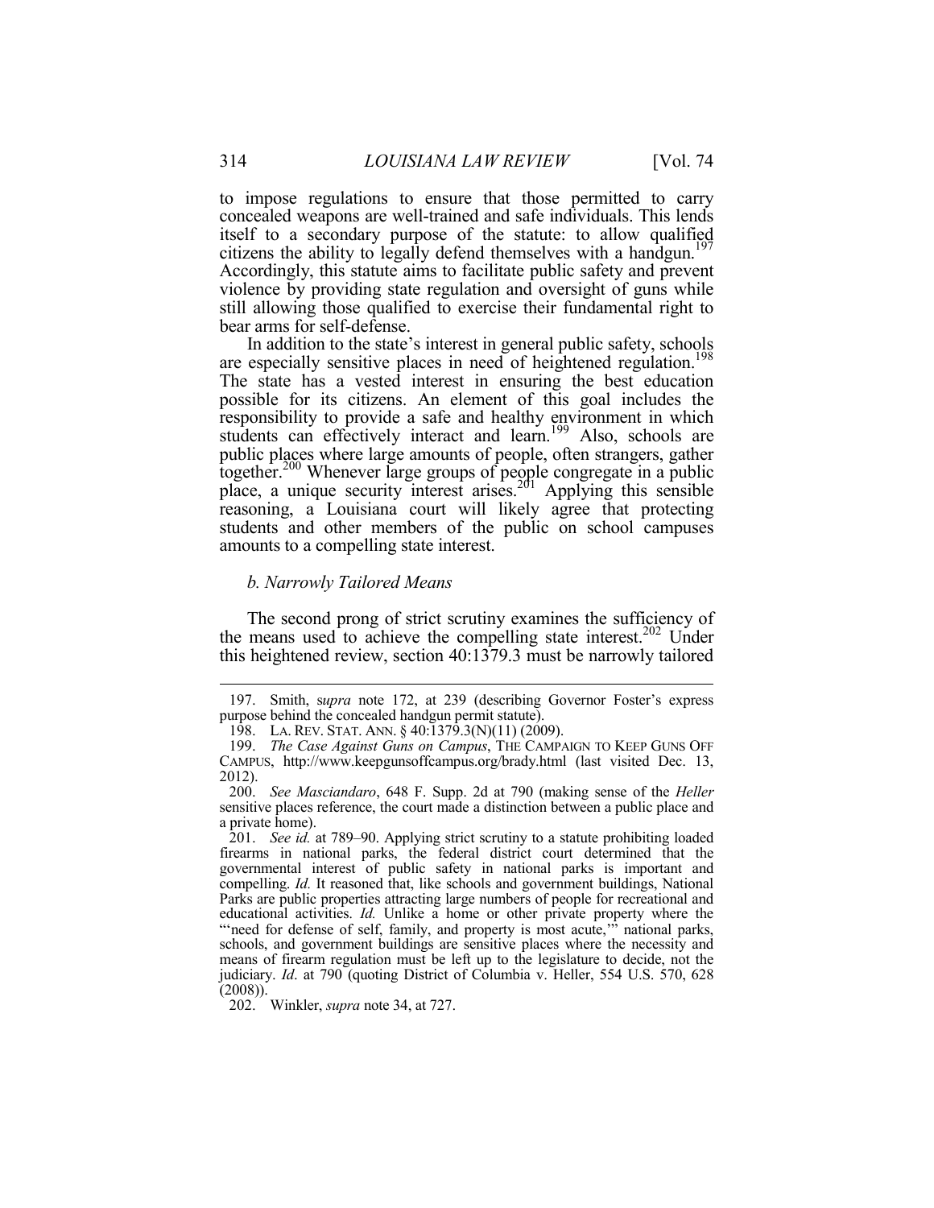to impose regulations to ensure that those permitted to carry concealed weapons are well-trained and safe individuals. This lends itself to a secondary purpose of the statute: to allow qualified citizens the ability to legally defend themselves with a handgun.[197] Accordingly, this statute aims to facilitate public safety and prevent violence by providing state regulation and oversight of guns while still allowing those qualified to exercise their fundamental right to bear arms for self-defense.

In addition to the state's interest in general public safety, schools are especially sensitive places in need of heightened regulation.[198] The state has a vested interest in ensuring the best education possible for its citizens. An element of this goal includes the responsibility to provide a safe and healthy environment in which students can effectively interact and learn.[199] Also, schools are public places where large amounts of people, often strangers, gather together.[200] Whenever large groups of people congregate in a public place, a unique security interest arises.[201] Applying this sensible reasoning, a Louisiana court will likely agree that protecting students and other members of the public on school campuses amounts to a compelling state interest.

### *b. Narrowly Tailored Means*

The second prong of strict scrutiny examines the sufficiency of the means used to achieve the compelling state interest.[202] Under this heightened review, section 40:1379.3 must be narrowly tailored

---

197. Smith, s*upra* note 172, at 239 (describing Governor Foster's express purpose behind the concealed handgun permit statute).

198. LA. REV. STAT. ANN. § 40:1379.3(N)(11) (2009).

199. *The Case Against Guns on Campus*, THE CAMPAIGN TO KEEP GUNS OFF CAMPUS, http://www.keepgunsoffcampus.org/brady.html (last visited Dec. 13, 2012).

200. *See Masciandaro*, 648 F. Supp. 2d at 790 (making sense of the *Heller* sensitive places reference, the court made a distinction between a public place and a private home).

201. *See id.* at 789–90. Applying strict scrutiny to a statute prohibiting loaded firearms in national parks, the federal district court determined that the governmental interest of public safety in national parks is important and compelling. *Id.* It reasoned that, like schools and government buildings, National Parks are public properties attracting large numbers of people for recreational and educational activities. *Id.* Unlike a home or other private property where the "'need for defense of self, family, and property is most acute,'" national parks, schools, and government buildings are sensitive places where the necessity and means of firearm regulation must be left up to the legislature to decide, not the judiciary. *Id*. at 790 (quoting District of Columbia v. Heller, 554 U.S. 570, 628 (2008)).

202. Winkler, *supra* note 34, at 727.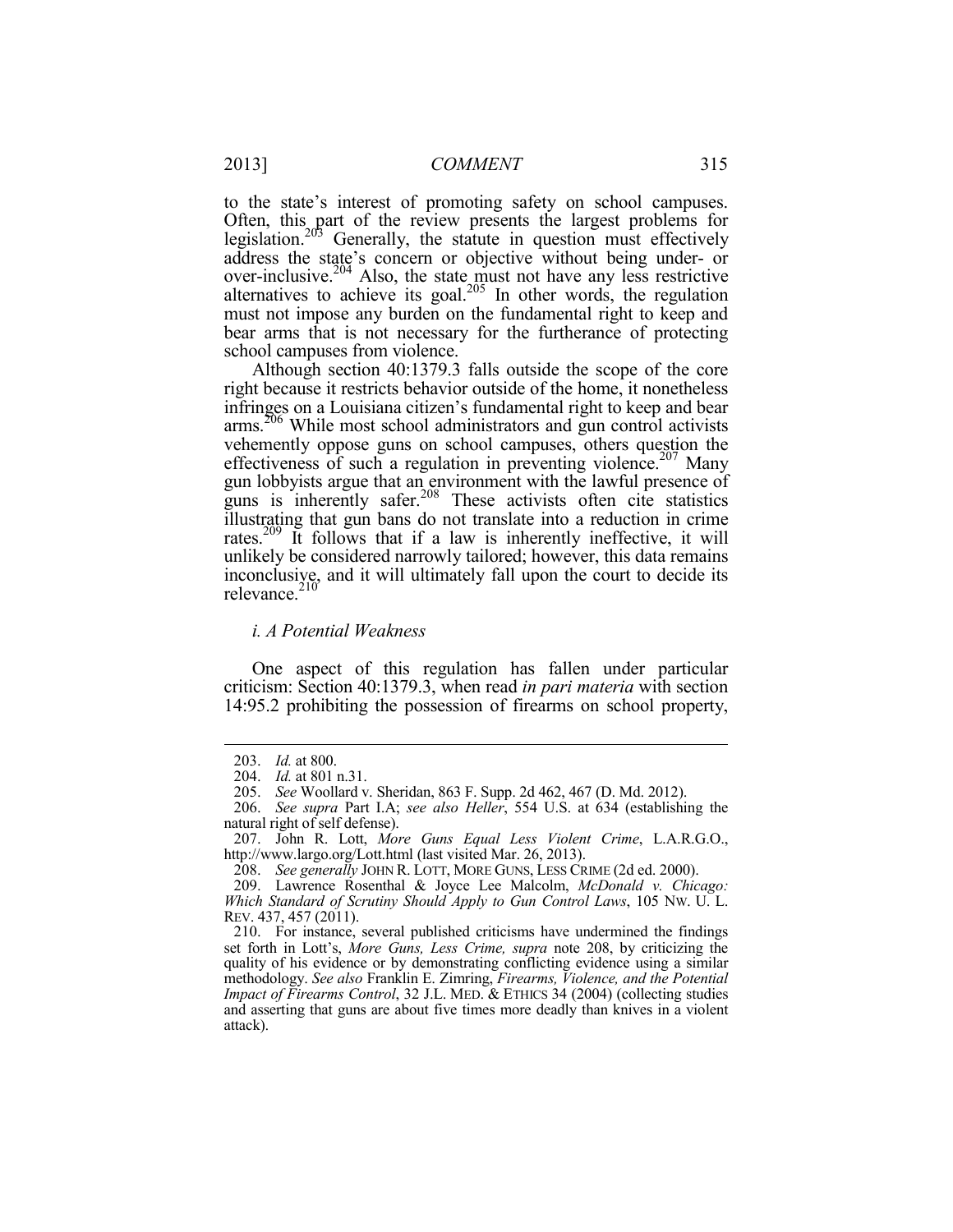to the state's interest of promoting safety on school campuses. Often, this part of the review presents the largest problems for legislation.[203] Generally, the statute in question must effectively address the state's concern or objective without being under- or over-inclusive.[204] Also, the state must not have any less restrictive alternatives to achieve its goal.[205] In other words, the regulation must not impose any burden on the fundamental right to keep and bear arms that is not necessary for the furtherance of protecting school campuses from violence.

Although section 40:1379.3 falls outside the scope of the core right because it restricts behavior outside of the home, it nonetheless infringes on a Louisiana citizen's fundamental right to keep and bear arms.[206] While most school administrators and gun control activists vehemently oppose guns on school campuses, others question the effectiveness of such a regulation in preventing violence.[207] Many gun lobbyists argue that an environment with the lawful presence of guns is inherently safer.[208] These activists often cite statistics illustrating that gun bans do not translate into a reduction in crime rates.[209] It follows that if a law is inherently ineffective, it will unlikely be considered narrowly tailored; however, this data remains inconclusive, and it will ultimately fall upon the court to decide its relevance.[210]

### *i. A Potential Weakness*

One aspect of this regulation has fallen under particular criticism: Section 40:1379.3, when read *in pari materia* with section 14:95.2 prohibiting the possession of firearms on school property,

---

203. *Id.* at 800.

204. *Id.* at 801 n.31.

205. *See* Woollard v. Sheridan, 863 F. Supp. 2d 462, 467 (D. Md. 2012).

206. *See supra* Part I.A; *see also Heller*, 554 U.S. at 634 (establishing the natural right of self defense).

207. John R. Lott, *More Guns Equal Less Violent Crime*, L.A.R.G.O., http://www.largo.org/Lott.html (last visited Mar. 26, 2013).

208. *See generally* JOHN R. LOTT, MORE GUNS, LESS CRIME (2d ed. 2000).

209. Lawrence Rosenthal & Joyce Lee Malcolm, *McDonald v. Chicago: Which Standard of Scrutiny Should Apply to Gun Control Laws*, 105 NW. U. L. REV. 437, 457 (2011).

210. For instance, several published criticisms have undermined the findings set forth in Lott's, *More Guns, Less Crime, supra* note 208, by criticizing the quality of his evidence or by demonstrating conflicting evidence using a similar methodology. *See also* Franklin E. Zimring, *Firearms, Violence, and the Potential Impact of Firearms Control*, 32 J.L. MED. & ETHICS 34 (2004) (collecting studies and asserting that guns are about five times more deadly than knives in a violent attack).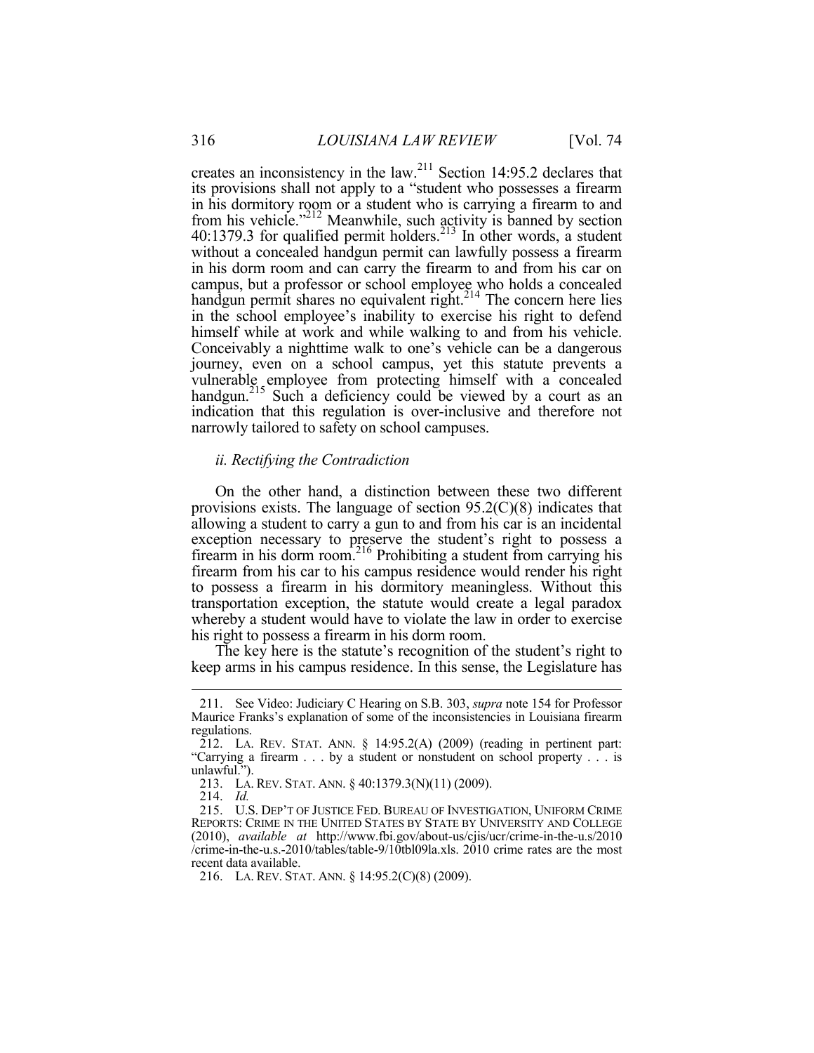creates an inconsistency in the law.[211] Section 14:95.2 declares that its provisions shall not apply to a "student who possesses a firearm in his dormitory room or a student who is carrying a firearm to and from his vehicle."[212] Meanwhile, such activity is banned by section 40:1379.3 for qualified permit holders.[213] In other words, a student without a concealed handgun permit can lawfully possess a firearm in his dorm room and can carry the firearm to and from his car on campus, but a professor or school employee who holds a concealed handgun permit shares no equivalent right.[214] The concern here lies in the school employee's inability to exercise his right to defend himself while at work and while walking to and from his vehicle. Conceivably a nighttime walk to one's vehicle can be a dangerous journey, even on a school campus, yet this statute prevents a vulnerable employee from protecting himself with a concealed handgun.[215] Such a deficiency could be viewed by a court as an indication that this regulation is over-inclusive and therefore not narrowly tailored to safety on school campuses.

### *ii. Rectifying the Contradiction*

On the other hand, a distinction between these two different provisions exists. The language of section 95.2(C)(8) indicates that allowing a student to carry a gun to and from his car is an incidental exception necessary to preserve the student's right to possess a firearm in his dorm room.[216] Prohibiting a student from carrying his firearm from his car to his campus residence would render his right to possess a firearm in his dormitory meaningless. Without this transportation exception, the statute would create a legal paradox whereby a student would have to violate the law in order to exercise his right to possess a firearm in his dorm room.

The key here is the statute's recognition of the student's right to keep arms in his campus residence. In this sense, the Legislature has

---

211. See Video: Judiciary C Hearing on S.B. 303, *supra* note 154 for Professor Maurice Franks's explanation of some of the inconsistencies in Louisiana firearm regulations.

212. LA. REV. STAT. ANN. § 14:95.2(A) (2009) (reading in pertinent part: "Carrying a firearm . . . by a student or nonstudent on school property . . . is unlawful.").

213. LA. REV. STAT. ANN. § 40:1379.3(N)(11) (2009).

214. *Id.*

215. U.S. DEP'T OF JUSTICE FED. BUREAU OF INVESTIGATION, UNIFORM CRIME REPORTS: CRIME IN THE UNITED STATES BY STATE BY UNIVERSITY AND COLLEGE (2010), *available at* http://www.fbi.gov/about-us/cjis/ucr/crime-in-the-u.s/2010/crime-in-the-u.s.-2010/tables/table-9/10tbl09la.xls. 2010 crime rates are the most recent data available.

216. LA. REV. STAT. ANN. § 14:95.2(C)(8) (2009).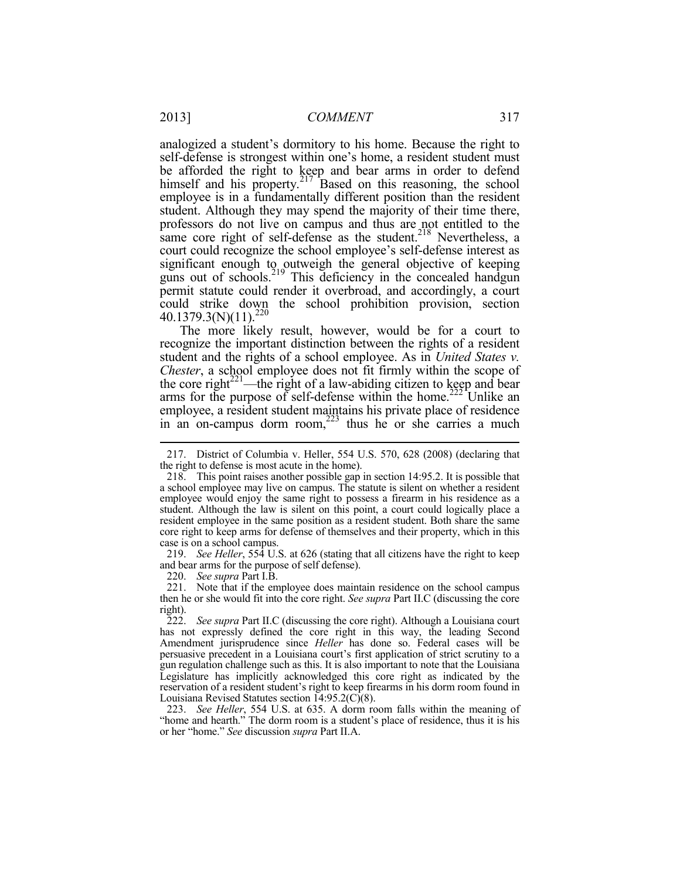analogized a student's dormitory to his home. Because the right to self-defense is strongest within one's home, a resident student must be afforded the right to keep and bear arms in order to defend himself and his property.[217] Based on this reasoning, the school employee is in a fundamentally different position than the resident student. Although they may spend the majority of their time there, professors do not live on campus and thus are not entitled to the same core right of self-defense as the student.[218] Nevertheless, a court could recognize the school employee's self-defense interest as significant enough to outweigh the general objective of keeping guns out of schools.[219] This deficiency in the concealed handgun permit statute could render it overbroad, and accordingly, a court could strike down the school prohibition provision, section 40.1379.3(N)(11).[220]

The more likely result, however, would be for a court to recognize the important distinction between the rights of a resident student and the rights of a school employee. As in *United States v. Chester*, a school employee does not fit firmly within the scope of the core right[221]—the right of a law-abiding citizen to keep and bear arms for the purpose of self-defense within the home.[222] Unlike an employee, a resident student maintains his private place of residence in an on-campus dorm room,[223] thus he or she carries a much

217. District of Columbia v. Heller, 554 U.S. 570, 628 (2008) (declaring that the right to defense is most acute in the home).

218. This point raises another possible gap in section 14:95.2. It is possible that a school employee may live on campus. The statute is silent on whether a resident employee would enjoy the same right to possess a firearm in his residence as a student. Although the law is silent on this point, a court could logically place a resident employee in the same position as a resident student. Both share the same core right to keep arms for defense of themselves and their property, which in this case is on a school campus.

219. *See Heller*, 554 U.S. at 626 (stating that all citizens have the right to keep and bear arms for the purpose of self defense).

220. *See supra* Part I.B.

221. Note that if the employee does maintain residence on the school campus then he or she would fit into the core right. *See supra* Part II.C (discussing the core right).

222. *See supra* Part II.C (discussing the core right). Although a Louisiana court has not expressly defined the core right in this way, the leading Second Amendment jurisprudence since *Heller* has done so. Federal cases will be persuasive precedent in a Louisiana court's first application of strict scrutiny to a gun regulation challenge such as this. It is also important to note that the Louisiana Legislature has implicitly acknowledged this core right as indicated by the reservation of a resident student's right to keep firearms in his dorm room found in Louisiana Revised Statutes section 14:95.2(C)(8).

223. *See Heller*, 554 U.S. at 635. A dorm room falls within the meaning of "home and hearth." The dorm room is a student's place of residence, thus it is his or her "home." *See* discussion *supra* Part II.A.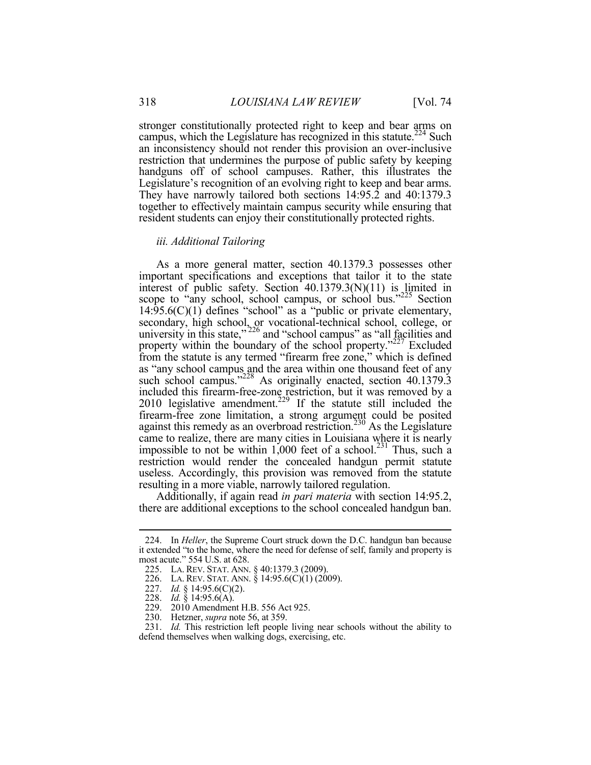stronger constitutionally protected right to keep and bear arms on campus, which the Legislature has recognized in this statute.[224] Such an inconsistency should not render this provision an over-inclusive restriction that undermines the purpose of public safety by keeping handguns off of school campuses. Rather, this illustrates the Legislature's recognition of an evolving right to keep and bear arms. They have narrowly tailored both sections 14:95.2 and 40:1379.3 together to effectively maintain campus security while ensuring that resident students can enjoy their constitutionally protected rights.

### *iii. Additional Tailoring*

As a more general matter, section 40.1379.3 possesses other important specifications and exceptions that tailor it to the state interest of public safety. Section 40.1379.3(N)(11) is limited in scope to "any school, school campus, or school bus."[225] Section 14:95.6(C)(1) defines "school" as a "public or private elementary, secondary, high school, or vocational-technical school, college, or university in this state,"[226] and "school campus" as "all facilities and property within the boundary of the school property."[227] Excluded from the statute is any termed "firearm free zone," which is defined as "any school campus and the area within one thousand feet of any such school campus."[228] As originally enacted, section 40.1379.3 included this firearm-free-zone restriction, but it was removed by a 2010 legislative amendment.[229] If the statute still included the firearm-free zone limitation, a strong argument could be posited against this remedy as an overbroad restriction.[230] As the Legislature came to realize, there are many cities in Louisiana where it is nearly impossible to not be within 1,000 feet of a school.[231] Thus, such a restriction would render the concealed handgun permit statute useless. Accordingly, this provision was removed from the statute resulting in a more viable, narrowly tailored regulation.

Additionally, if again read *in pari materia* with section 14:95.2, there are additional exceptions to the school concealed handgun ban.

---

224. In *Heller*, the Supreme Court struck down the D.C. handgun ban because it extended "to the home, where the need for defense of self, family and property is most acute." 554 U.S. at 628.

225. LA. REV. STAT. ANN. § 40:1379.3 (2009).

226. LA. REV. STAT. ANN. § 14:95.6(C)(1) (2009).

227. *Id.* § 14:95.6(C)(2).

228. *Id.* § 14:95.6(A).

229. 2010 Amendment H.B. 556 Act 925.

230. Hetzner, *supra* note 56, at 359.

231. *Id.* This restriction left people living near schools without the ability to defend themselves when walking dogs, exercising, etc.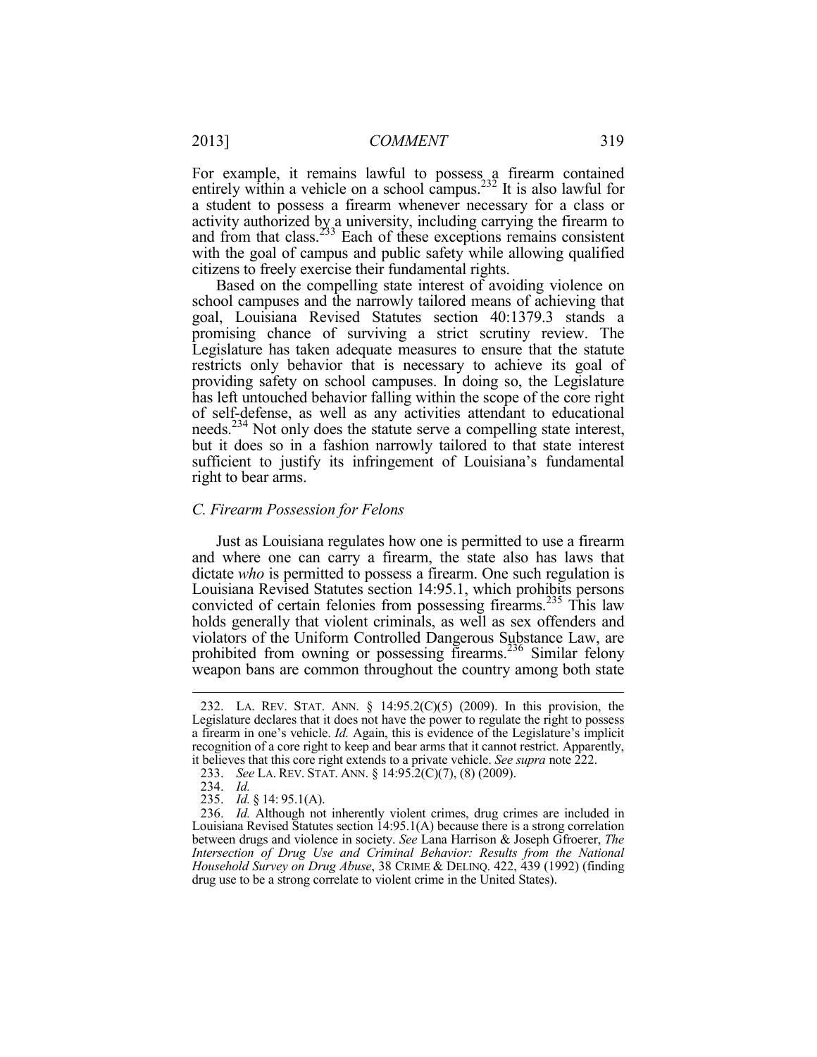For example, it remains lawful to possess a firearm contained entirely within a vehicle on a school campus.[232] It is also lawful for a student to possess a firearm whenever necessary for a class or activity authorized by a university, including carrying the firearm to and from that class.[233] Each of these exceptions remains consistent with the goal of campus and public safety while allowing qualified citizens to freely exercise their fundamental rights.

Based on the compelling state interest of avoiding violence on school campuses and the narrowly tailored means of achieving that goal, Louisiana Revised Statutes section 40:1379.3 stands a promising chance of surviving a strict scrutiny review. The Legislature has taken adequate measures to ensure that the statute restricts only behavior that is necessary to achieve its goal of providing safety on school campuses. In doing so, the Legislature has left untouched behavior falling within the scope of the core right of self-defense, as well as any activities attendant to educational needs.[234] Not only does the statute serve a compelling state interest, but it does so in a fashion narrowly tailored to that state interest sufficient to justify its infringement of Louisiana's fundamental right to bear arms.

### *C. Firearm Possession for Felons*

Just as Louisiana regulates how one is permitted to use a firearm and where one can carry a firearm, the state also has laws that dictate *who* is permitted to possess a firearm. One such regulation is Louisiana Revised Statutes section 14:95.1, which prohibits persons convicted of certain felonies from possessing firearms.[235] This law holds generally that violent criminals, as well as sex offenders and violators of the Uniform Controlled Dangerous Substance Law, are prohibited from owning or possessing firearms.[236] Similar felony weapon bans are common throughout the country among both state

---

232. LA. REV. STAT. ANN. § 14:95.2(C)(5) (2009). In this provision, the Legislature declares that it does not have the power to regulate the right to possess a firearm in one's vehicle. *Id.* Again, this is evidence of the Legislature's implicit recognition of a core right to keep and bear arms that it cannot restrict. Apparently, it believes that this core right extends to a private vehicle. *See supra* note 222.

233. *See* LA. REV. STAT. ANN. § 14:95.2(C)(7), (8) (2009).

234. *Id.*

235. *Id.* § 14: 95.1(A).

236. *Id.* Although not inherently violent crimes, drug crimes are included in Louisiana Revised Statutes section 14:95.1(A) because there is a strong correlation between drugs and violence in society. *See* Lana Harrison & Joseph Gfroerer, *The Intersection of Drug Use and Criminal Behavior: Results from the National Household Survey on Drug Abuse*, 38 CRIME & DELINQ. 422, 439 (1992) (finding drug use to be a strong correlate to violent crime in the United States).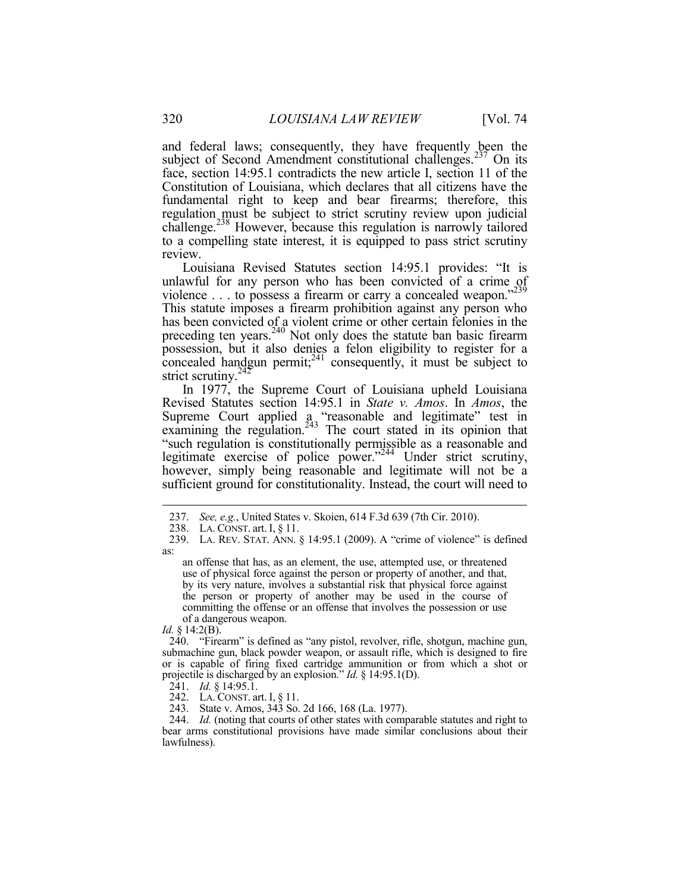and federal laws; consequently, they have frequently been the subject of Second Amendment constitutional challenges.[237] On its face, section 14:95.1 contradicts the new article I, section 11 of the Constitution of Louisiana, which declares that all citizens have the fundamental right to keep and bear firearms; therefore, this regulation must be subject to strict scrutiny review upon judicial challenge.[238] However, because this regulation is narrowly tailored to a compelling state interest, it is equipped to pass strict scrutiny review.

Louisiana Revised Statutes section 14:95.1 provides: "It is unlawful for any person who has been convicted of a crime of violence . . . to possess a firearm or carry a concealed weapon."[239] This statute imposes a firearm prohibition against any person who has been convicted of a violent crime or other certain felonies in the preceding ten years.[240] Not only does the statute ban basic firearm possession, but it also denies a felon eligibility to register for a concealed handgun permit;[241] consequently, it must be subject to strict scrutiny.[242]

In 1977, the Supreme Court of Louisiana upheld Louisiana Revised Statutes section 14:95.1 in *State v. Amos*. In *Amos*, the Supreme Court applied a "reasonable and legitimate" test in examining the regulation.[243] The court stated in its opinion that "such regulation is constitutionally permissible as a reasonable and legitimate exercise of police power."[244] Under strict scrutiny, however, simply being reasonable and legitimate will not be a sufficient ground for constitutionality. Instead, the court will need to

---

237. *See, e.g.*, United States v. Skoien, 614 F.3d 639 (7th Cir. 2010).

238. LA. CONST. art. I, § 11.

239. LA. REV. STAT. ANN. § 14:95.1 (2009). A "crime of violence" is defined as:

> an offense that has, as an element, the use, attempted use, or threatened use of physical force against the person or property of another, and that, by its very nature, involves a substantial risk that physical force against the person or property of another may be used in the course of committing the offense or an offense that involves the possession or use of a dangerous weapon.

*Id.* § 14:2(B).

240. "Firearm" is defined as "any pistol, revolver, rifle, shotgun, machine gun, submachine gun, black powder weapon, or assault rifle, which is designed to fire or is capable of firing fixed cartridge ammunition or from which a shot or projectile is discharged by an explosion." *Id.* § 14:95.1(D).

241. *Id.* § 14:95.1.

242. LA. CONST. art. I, § 11.

243. State v. Amos, 343 So. 2d 166, 168 (La. 1977).

244. *Id.* (noting that courts of other states with comparable statutes and right to bear arms constitutional provisions have made similar conclusions about their lawfulness).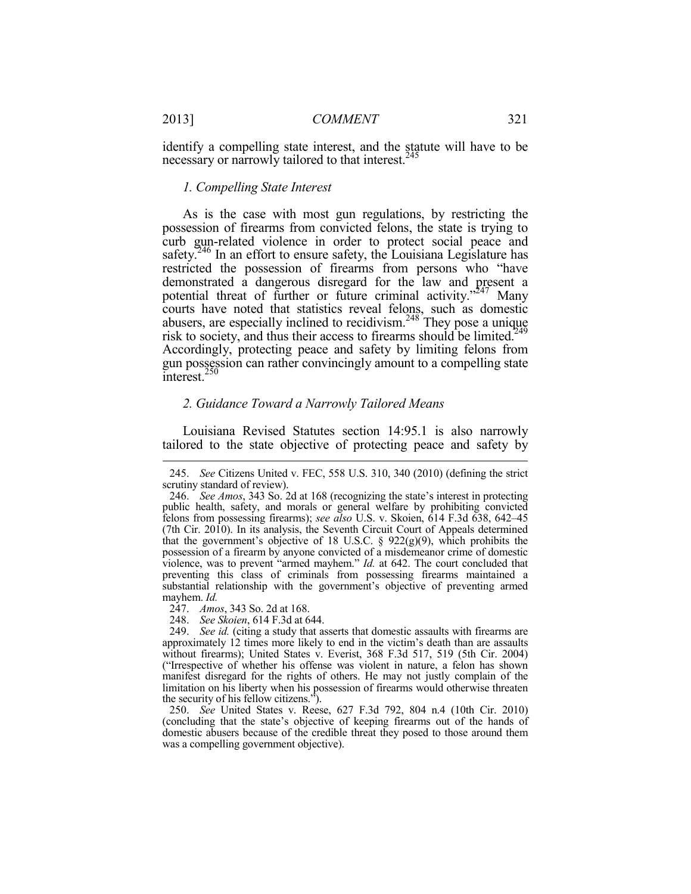identify a compelling state interest, and the statute will have to be necessary or narrowly tailored to that interest.[245]

### *1. Compelling State Interest*

As is the case with most gun regulations, by restricting the possession of firearms from convicted felons, the state is trying to curb gun-related violence in order to protect social peace and safety.[246] In an effort to ensure safety, the Louisiana Legislature has restricted the possession of firearms from persons who "have demonstrated a dangerous disregard for the law and present a potential threat of further or future criminal activity."[247] Many courts have noted that statistics reveal felons, such as domestic abusers, are especially inclined to recidivism.[248] They pose a unique risk to society, and thus their access to firearms should be limited.[249] Accordingly, protecting peace and safety by limiting felons from gun possession can rather convincingly amount to a compelling state interest.[250]

### *2. Guidance Toward a Narrowly Tailored Means*

Louisiana Revised Statutes section 14:95.1 is also narrowly tailored to the state objective of protecting peace and safety by

---

245. *See* Citizens United v. FEC, 558 U.S. 310, 340 (2010) (defining the strict scrutiny standard of review).

246. *See Amos*, 343 So. 2d at 168 (recognizing the state's interest in protecting public health, safety, and morals or general welfare by prohibiting convicted felons from possessing firearms); *see also* U.S. v. Skoien, 614 F.3d 638, 642–45 (7th Cir. 2010). In its analysis, the Seventh Circuit Court of Appeals determined that the government's objective of 18 U.S.C. § 922(g)(9), which prohibits the possession of a firearm by anyone convicted of a misdemeanor crime of domestic violence, was to prevent "armed mayhem." *Id.* at 642. The court concluded that preventing this class of criminals from possessing firearms maintained a substantial relationship with the government's objective of preventing armed mayhem. *Id.*

247. *Amos*, 343 So. 2d at 168.

248. *See Skoien*, 614 F.3d at 644.

249. *See id.* (citing a study that asserts that domestic assaults with firearms are approximately 12 times more likely to end in the victim's death than are assaults without firearms); United States v. Everist, 368 F.3d 517, 519 (5th Cir. 2004) ("Irrespective of whether his offense was violent in nature, a felon has shown manifest disregard for the rights of others. He may not justly complain of the limitation on his liberty when his possession of firearms would otherwise threaten the security of his fellow citizens.").

250. *See* United States v. Reese, 627 F.3d 792, 804 n.4 (10th Cir. 2010) (concluding that the state's objective of keeping firearms out of the hands of domestic abusers because of the credible threat they posed to those around them was a compelling government objective).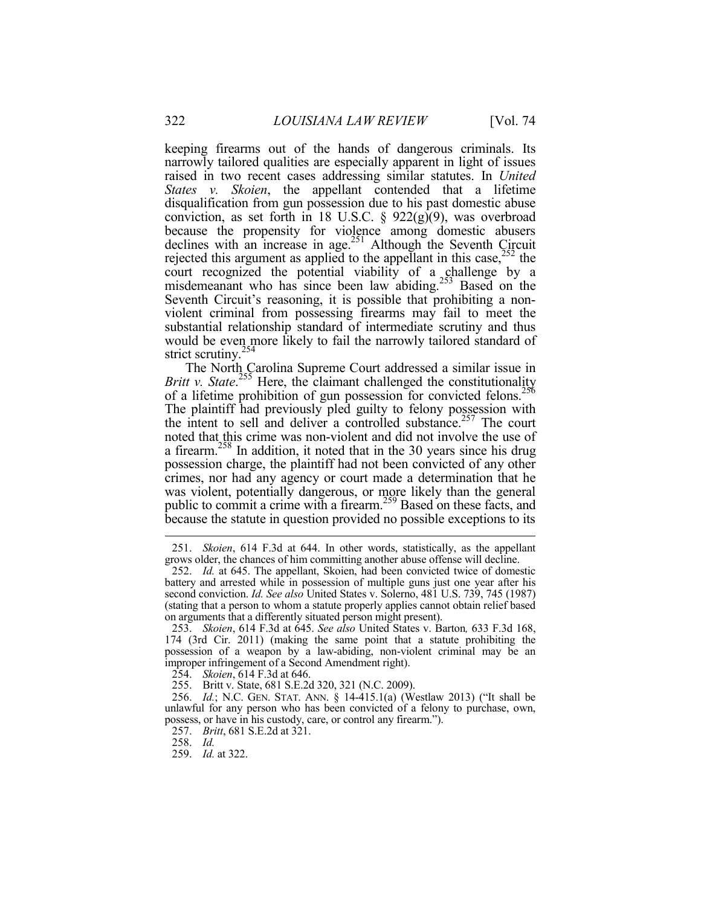keeping firearms out of the hands of dangerous criminals. Its narrowly tailored qualities are especially apparent in light of issues raised in two recent cases addressing similar statutes. In *United States v. Skoien*, the appellant contended that a lifetime disqualification from gun possession due to his past domestic abuse conviction, as set forth in 18 U.S.C. § 922(g)(9), was overbroad because the propensity for violence among domestic abusers declines with an increase in age.[251] Although the Seventh Circuit rejected this argument as applied to the appellant in this case,[252] the court recognized the potential viability of a challenge by a misdemeanant who has since been law abiding.[253] Based on the Seventh Circuit's reasoning, it is possible that prohibiting a non-violent criminal from possessing firearms may fail to meet the substantial relationship standard of intermediate scrutiny and thus would be even more likely to fail the narrowly tailored standard of strict scrutiny.[254]

The North Carolina Supreme Court addressed a similar issue in *Britt v. State*.[255] Here, the claimant challenged the constitutionality of a lifetime prohibition of gun possession for convicted felons.[256] The plaintiff had previously pled guilty to felony possession with the intent to sell and deliver a controlled substance.[257] The court noted that this crime was non-violent and did not involve the use of a firearm.[258] In addition, it noted that in the 30 years since his drug possession charge, the plaintiff had not been convicted of any other crimes, nor had any agency or court made a determination that he was violent, potentially dangerous, or more likely than the general public to commit a crime with a firearm.[259] Based on these facts, and because the statute in question provided no possible exceptions to its

---

251. *Skoien*, 614 F.3d at 644. In other words, statistically, as the appellant grows older, the chances of him committing another abuse offense will decline.

252. *Id.* at 645. The appellant, Skoien, had been convicted twice of domestic battery and arrested while in possession of multiple guns just one year after his second conviction. *Id. See also* United States v. Solerno, 481 U.S. 739, 745 (1987) (stating that a person to whom a statute properly applies cannot obtain relief based on arguments that a differently situated person might present).

253. *Skoien*, 614 F.3d at 645. *See also* United States v. Barton*,* 633 F.3d 168, 174 (3rd Cir. 2011) (making the same point that a statute prohibiting the possession of a weapon by a law-abiding, non-violent criminal may be an improper infringement of a Second Amendment right).

254. *Skoien*, 614 F.3d at 646.

255. Britt v. State, 681 S.E.2d 320, 321 (N.C. 2009).

256. *Id.*; N.C. GEN. STAT. ANN. § 14-415.1(a) (Westlaw 2013) ("It shall be unlawful for any person who has been convicted of a felony to purchase, own, possess, or have in his custody, care, or control any firearm.").

257. *Britt*, 681 S.E.2d at 321.

258. *Id.*

259. *Id.* at 322.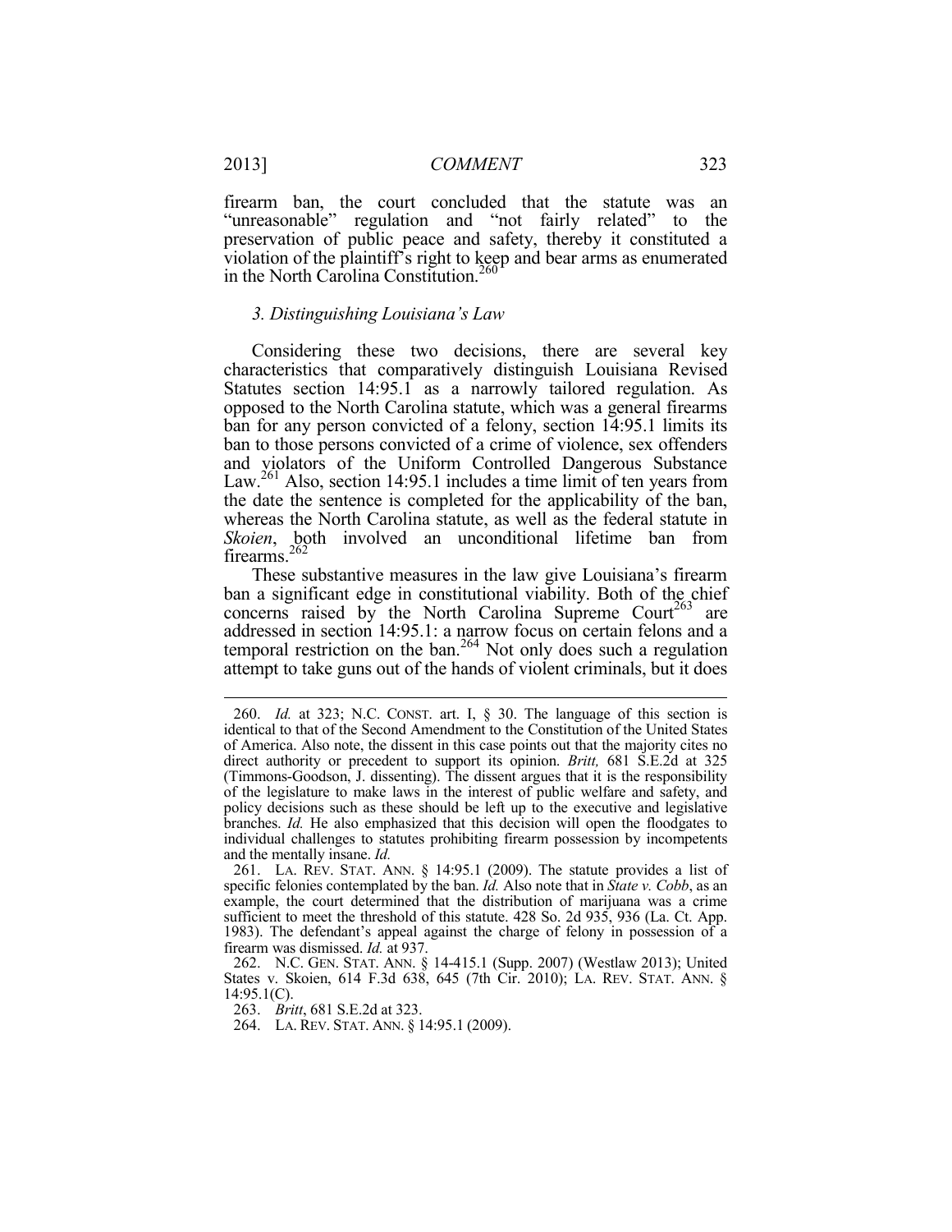firearm ban, the court concluded that the statute was an "unreasonable" regulation and "not fairly related" to the preservation of public peace and safety, thereby it constituted a violation of the plaintiff's right to keep and bear arms as enumerated in the North Carolina Constitution.[260]

### *3. Distinguishing Louisiana's Law*

Considering these two decisions, there are several key characteristics that comparatively distinguish Louisiana Revised Statutes section 14:95.1 as a narrowly tailored regulation. As opposed to the North Carolina statute, which was a general firearms ban for any person convicted of a felony, section 14:95.1 limits its ban to those persons convicted of a crime of violence, sex offenders and violators of the Uniform Controlled Dangerous Substance Law.[261] Also, section 14:95.1 includes a time limit of ten years from the date the sentence is completed for the applicability of the ban, whereas the North Carolina statute, as well as the federal statute in *Skoien*, both involved an unconditional lifetime ban from firearms.[262]

These substantive measures in the law give Louisiana's firearm ban a significant edge in constitutional viability. Both of the chief concerns raised by the North Carolina Supreme Court[263] are addressed in section 14:95.1: a narrow focus on certain felons and a temporal restriction on the ban.[264] Not only does such a regulation attempt to take guns out of the hands of violent criminals, but it does

---

260. *Id.* at 323; N.C. CONST. art. I, § 30. The language of this section is identical to that of the Second Amendment to the Constitution of the United States of America. Also note, the dissent in this case points out that the majority cites no direct authority or precedent to support its opinion. *Britt,* 681 S.E.2d at 325 (Timmons-Goodson, J. dissenting). The dissent argues that it is the responsibility of the legislature to make laws in the interest of public welfare and safety, and policy decisions such as these should be left up to the executive and legislative branches. *Id.* He also emphasized that this decision will open the floodgates to individual challenges to statutes prohibiting firearm possession by incompetents and the mentally insane. *Id.*

261. LA. REV. STAT. ANN. § 14:95.1 (2009). The statute provides a list of specific felonies contemplated by the ban. *Id.* Also note that in *State v. Cobb*, as an example, the court determined that the distribution of marijuana was a crime sufficient to meet the threshold of this statute. 428 So. 2d 935, 936 (La. Ct. App. 1983). The defendant's appeal against the charge of felony in possession of a firearm was dismissed. *Id.* at 937.

262. N.C. GEN. STAT. ANN. § 14-415.1 (Supp. 2007) (Westlaw 2013); United States v. Skoien, 614 F.3d 638, 645 (7th Cir. 2010); LA. REV. STAT. ANN. § 14:95.1(C).

263. *Britt*, 681 S.E.2d at 323.

264. LA. REV. STAT. ANN. § 14:95.1 (2009).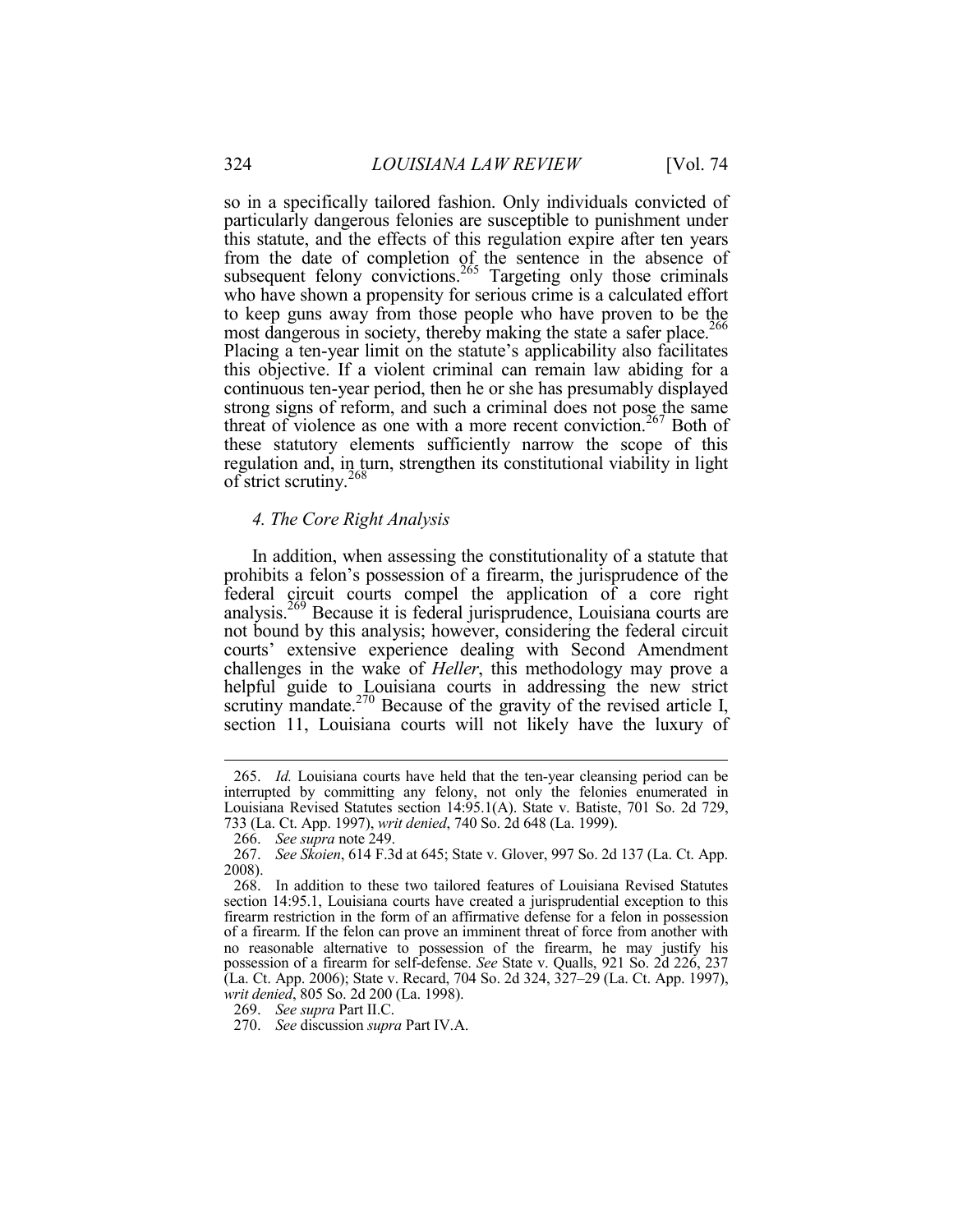so in a specifically tailored fashion. Only individuals convicted of particularly dangerous felonies are susceptible to punishment under this statute, and the effects of this regulation expire after ten years from the date of completion of the sentence in the absence of subsequent felony convictions.[265] Targeting only those criminals who have shown a propensity for serious crime is a calculated effort to keep guns away from those people who have proven to be the most dangerous in society, thereby making the state a safer place.[266] Placing a ten-year limit on the statute's applicability also facilitates this objective. If a violent criminal can remain law abiding for a continuous ten-year period, then he or she has presumably displayed strong signs of reform, and such a criminal does not pose the same threat of violence as one with a more recent conviction.[267] Both of these statutory elements sufficiently narrow the scope of this regulation and, in turn, strengthen its constitutional viability in light of strict scrutiny.[268]

### *4. The Core Right Analysis*

In addition, when assessing the constitutionality of a statute that prohibits a felon's possession of a firearm, the jurisprudence of the federal circuit courts compel the application of a core right analysis.[269] Because it is federal jurisprudence, Louisiana courts are not bound by this analysis; however, considering the federal circuit courts' extensive experience dealing with Second Amendment challenges in the wake of *Heller*, this methodology may prove a helpful guide to Louisiana courts in addressing the new strict scrutiny mandate.[270] Because of the gravity of the revised article I, section 11, Louisiana courts will not likely have the luxury of

---

265. *Id.* Louisiana courts have held that the ten-year cleansing period can be interrupted by committing any felony, not only the felonies enumerated in Louisiana Revised Statutes section 14:95.1(A). State v. Batiste, 701 So. 2d 729, 733 (La. Ct. App. 1997), *writ denied*, 740 So. 2d 648 (La. 1999).

266. *See supra* note 249.

267. *See Skoien*, 614 F.3d at 645; State v. Glover, 997 So. 2d 137 (La. Ct. App. 2008).

268. In addition to these two tailored features of Louisiana Revised Statutes section 14:95.1, Louisiana courts have created a jurisprudential exception to this firearm restriction in the form of an affirmative defense for a felon in possession of a firearm. If the felon can prove an imminent threat of force from another with no reasonable alternative to possession of the firearm, he may justify his possession of a firearm for self-defense. *See* State v. Qualls, 921 So. 2d 226, 237 (La. Ct. App. 2006); State v. Recard, 704 So. 2d 324, 327–29 (La. Ct. App. 1997), *writ denied*, 805 So. 2d 200 (La. 1998).

269. *See supra* Part II.C.

270. *See* discussion *supra* Part IV.A.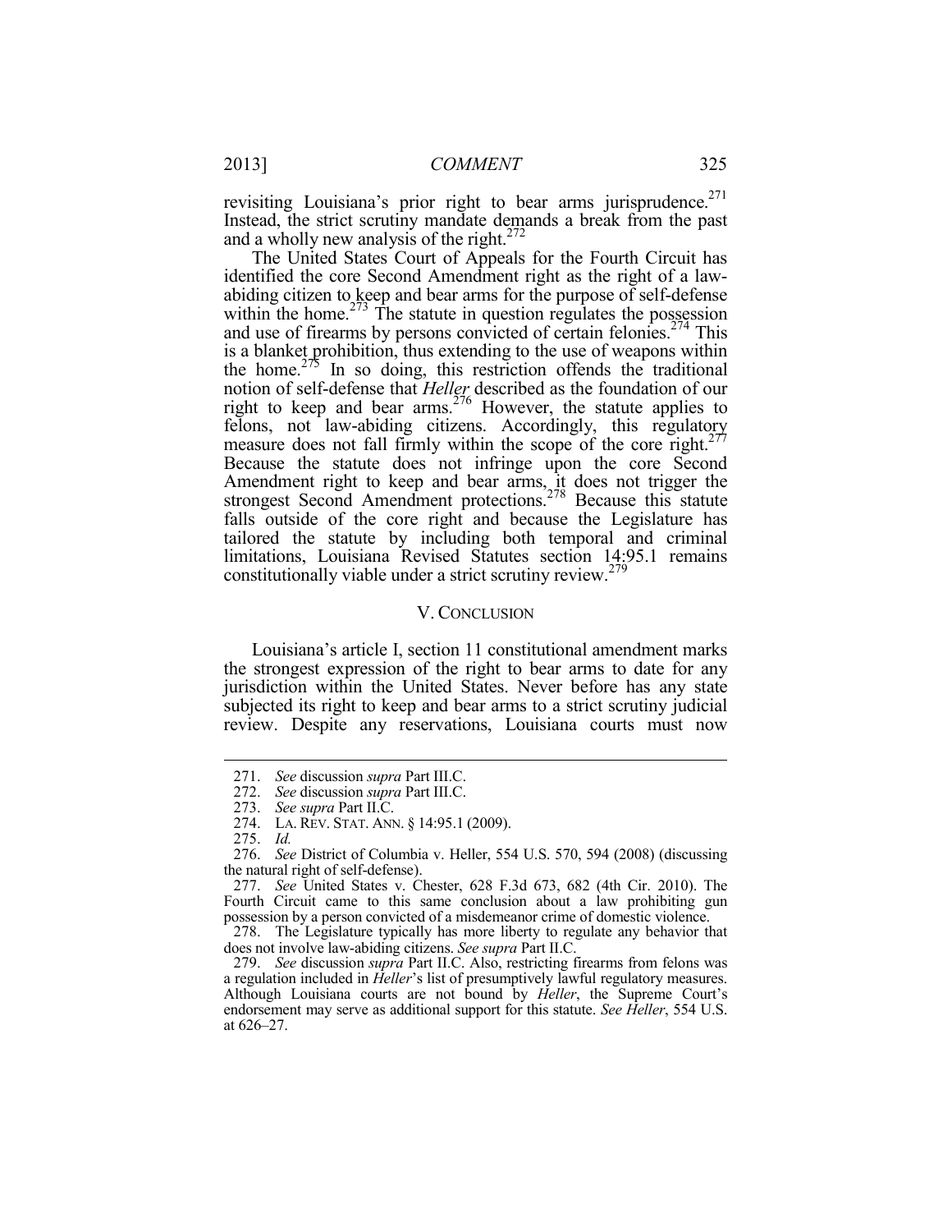revisiting Louisiana's prior right to bear arms jurisprudence.[271] Instead, the strict scrutiny mandate demands a break from the past and a wholly new analysis of the right.[272]

The United States Court of Appeals for the Fourth Circuit has identified the core Second Amendment right as the right of a law-abiding citizen to keep and bear arms for the purpose of self-defense within the home.[273] The statute in question regulates the possession and use of firearms by persons convicted of certain felonies.[274] This is a blanket prohibition, thus extending to the use of weapons within the home.[275] In so doing, this restriction offends the traditional notion of self-defense that *Heller* described as the foundation of our right to keep and bear arms.[276] However, the statute applies to felons, not law-abiding citizens. Accordingly, this regulatory measure does not fall firmly within the scope of the core right.[277] Because the statute does not infringe upon the core Second Amendment right to keep and bear arms, it does not trigger the strongest Second Amendment protections.[278] Because this statute falls outside of the core right and because the Legislature has tailored the statute by including both temporal and criminal limitations, Louisiana Revised Statutes section 14:95.1 remains constitutionally viable under a strict scrutiny review.[279]

## V. CONCLUSION

Louisiana's article I, section 11 constitutional amendment marks the strongest expression of the right to bear arms to date for any jurisdiction within the United States. Never before has any state subjected its right to keep and bear arms to a strict scrutiny judicial review. Despite any reservations, Louisiana courts must now

---

271. *See* discussion *supra* Part III.C.

272. *See* discussion *supra* Part III.C.

273. *See supra* Part II.C.

274. LA. REV. STAT. ANN. § 14:95.1 (2009).

275. *Id.*

276. *See* District of Columbia v. Heller, 554 U.S. 570, 594 (2008) (discussing the natural right of self-defense).

277. *See* United States v. Chester, 628 F.3d 673, 682 (4th Cir. 2010). The Fourth Circuit came to this same conclusion about a law prohibiting gun possession by a person convicted of a misdemeanor crime of domestic violence.

278. The Legislature typically has more liberty to regulate any behavior that does not involve law-abiding citizens. *See supra* Part II.C.

279. *See* discussion *supra* Part II.C. Also, restricting firearms from felons was a regulation included in *Heller*'s list of presumptively lawful regulatory measures. Although Louisiana courts are not bound by *Heller*, the Supreme Court's endorsement may serve as additional support for this statute. *See Heller*, 554 U.S. at 626–27.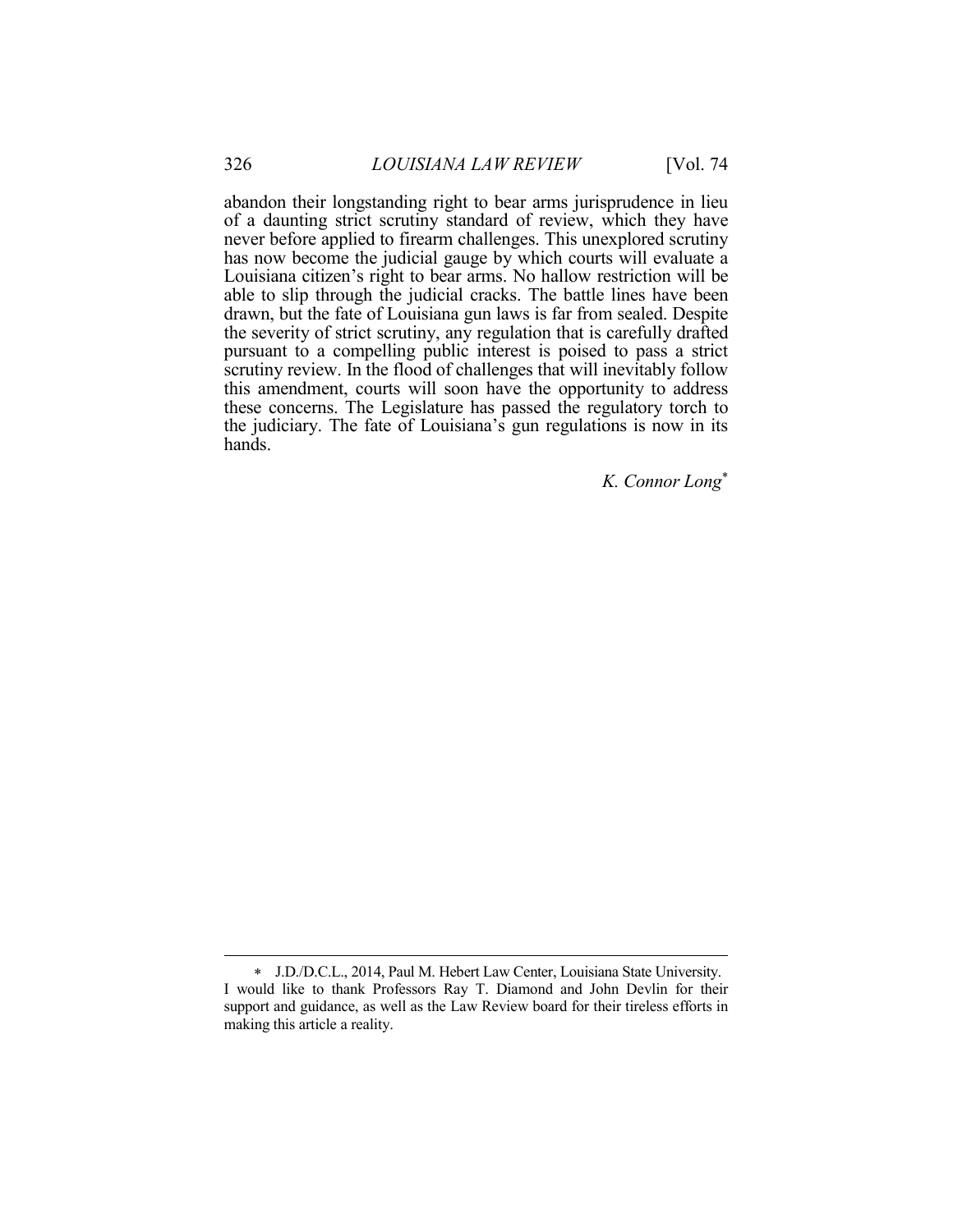abandon their longstanding right to bear arms jurisprudence in lieu of a daunting strict scrutiny standard of review, which they have never before applied to firearm challenges. This unexplored scrutiny has now become the judicial gauge by which courts will evaluate a Louisiana citizen's right to bear arms. No hallow restriction will be able to slip through the judicial cracks. The battle lines have been drawn, but the fate of Louisiana gun laws is far from sealed. Despite the severity of strict scrutiny, any regulation that is carefully drafted pursuant to a compelling public interest is poised to pass a strict scrutiny review. In the flood of challenges that will inevitably follow this amendment, courts will soon have the opportunity to address these concerns. The Legislature has passed the regulatory torch to the judiciary. The fate of Louisiana's gun regulations is now in its hands.

*K. Connor Long*[*]

---

[*] J.D./D.C.L., 2014, Paul M. Hebert Law Center, Louisiana State University. I would like to thank Professors Ray T. Diamond and John Devlin for their support and guidance, as well as the Law Review board for their tireless efforts in making this article a reality.